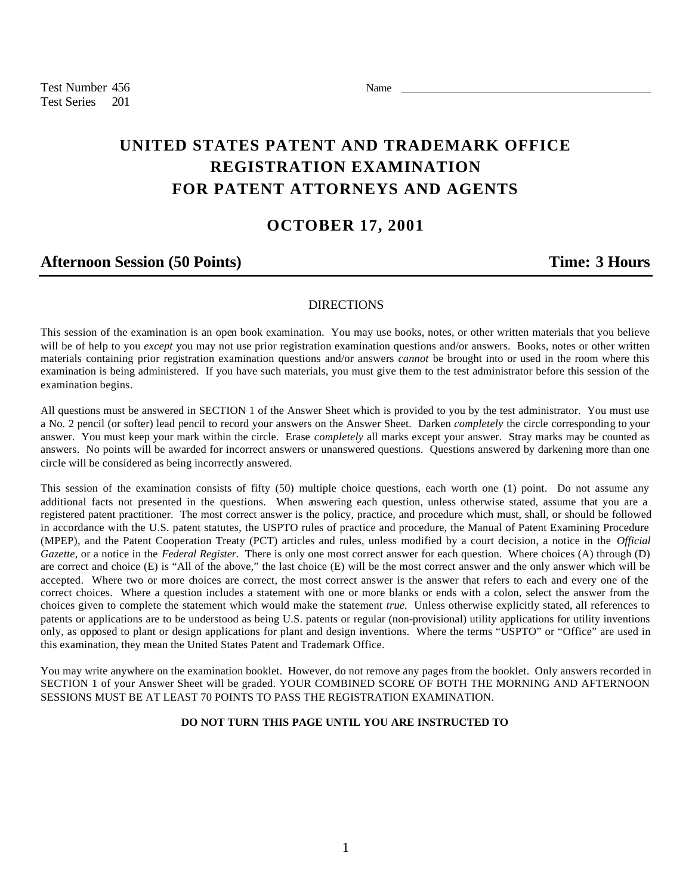Test Number 456
Test Series 201

Name ______________________________

# UNITED STATES PATENT AND TRADEMARK OFFICE REGISTRATION EXAMINATION FOR PATENT ATTORNEYS AND AGENTS

## OCTOBER 17, 2001

**Afternoon Session (50 Points)** **Time: 3 Hours**

DIRECTIONS

This session of the examination is an open book examination. You may use books, notes, or other written materials that you believe will be of help to you *except* you may not use prior registration examination questions and/or answers. Books, notes or other written materials containing prior registration examination questions and/or answers *cannot* be brought into or used in the room where this examination is being administered. If you have such materials, you must give them to the test administrator before this session of the examination begins.

All questions must be answered in SECTION 1 of the Answer Sheet which is provided to you by the test administrator. You must use a No. 2 pencil (or softer) lead pencil to record your answers on the Answer Sheet. Darken *completely* the circle corresponding to your answer. You must keep your mark within the circle. Erase *completely* all marks except your answer. Stray marks may be counted as answers. No points will be awarded for incorrect answers or unanswered questions. Questions answered by darkening more than one circle will be considered as being incorrectly answered.

This session of the examination consists of fifty (50) multiple choice questions, each worth one (1) point. Do not assume any additional facts not presented in the questions. When answering each question, unless otherwise stated, assume that you are a registered patent practitioner. The most correct answer is the policy, practice, and procedure which must, shall, or should be followed in accordance with the U.S. patent statutes, the USPTO rules of practice and procedure, the Manual of Patent Examining Procedure (MPEP), and the Patent Cooperation Treaty (PCT) articles and rules, unless modified by a court decision, a notice in the *Official Gazette*, or a notice in the *Federal Register.* There is only one most correct answer for each question. Where choices (A) through (D) are correct and choice (E) is "All of the above," the last choice (E) will be the most correct answer and the only answer which will be accepted. Where two or more choices are correct, the most correct answer is the answer that refers to each and every one of the correct choices. Where a question includes a statement with one or more blanks or ends with a colon, select the answer from the choices given to complete the statement which would make the statement *true.* Unless otherwise explicitly stated, all references to patents or applications are to be understood as being U.S. patents or regular (non-provisional) utility applications for utility inventions only, as opposed to plant or design applications for plant and design inventions. Where the terms "USPTO" or "Office" are used in this examination, they mean the United States Patent and Trademark Office.

You may write anywhere on the examination booklet. However, do not remove any pages from the booklet. Only answers recorded in SECTION 1 of your Answer Sheet will be graded. YOUR COMBINED SCORE OF BOTH THE MORNING AND AFTERNOON SESSIONS MUST BE AT LEAST 70 POINTS TO PASS THE REGISTRATION EXAMINATION.

**DO NOT TURN THIS PAGE UNTIL YOU ARE INSTRUCTED TO**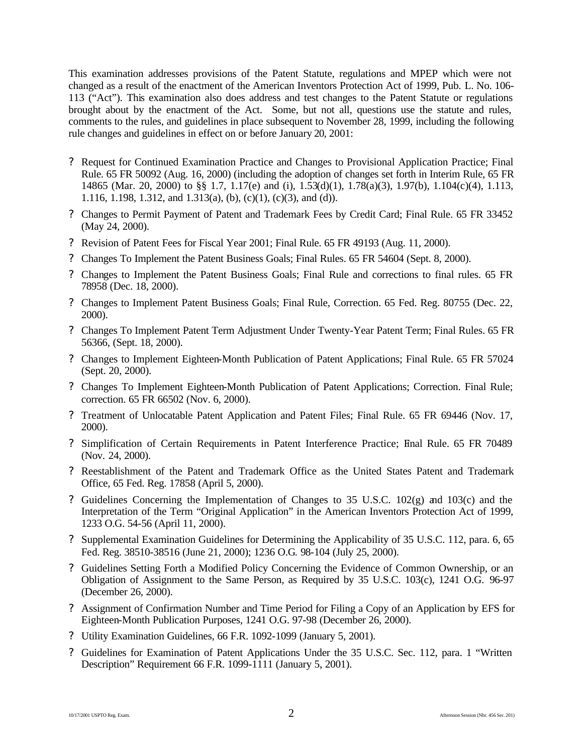This examination addresses provisions of the Patent Statute, regulations and MPEP which were not changed as a result of the enactment of the American Inventors Protection Act of 1999, Pub. L. No. 106-113 ("Act"). This examination also does address and test changes to the Patent Statute or regulations brought about by the enactment of the Act. Some, but not all, questions use the statute and rules, comments to the rules, and guidelines in place subsequent to November 28, 1999, including the following rule changes and guidelines in effect on or before January 20, 2001:

- Request for Continued Examination Practice and Changes to Provisional Application Practice; Final Rule. 65 FR 50092 (Aug. 16, 2000) (including the adoption of changes set forth in Interim Rule, 65 FR 14865 (Mar. 20, 2000) to §§ 1.7, 1.17(e) and (i), 1.53(d)(1), 1.78(a)(3), 1.97(b), 1.104(c)(4), 1.113, 1.116, 1.198, 1.312, and 1.313(a), (b), (c)(1), (c)(3), and (d)).
- Changes to Permit Payment of Patent and Trademark Fees by Credit Card; Final Rule. 65 FR 33452 (May 24, 2000).
- Revision of Patent Fees for Fiscal Year 2001; Final Rule. 65 FR 49193 (Aug. 11, 2000).
- Changes To Implement the Patent Business Goals; Final Rules. 65 FR 54604 (Sept. 8, 2000).
- Changes to Implement the Patent Business Goals; Final Rule and corrections to final rules. 65 FR 78958 (Dec. 18, 2000).
- Changes to Implement Patent Business Goals; Final Rule, Correction. 65 Fed. Reg. 80755 (Dec. 22, 2000).
- Changes To Implement Patent Term Adjustment Under Twenty-Year Patent Term; Final Rules. 65 FR 56366, (Sept. 18, 2000).
- Changes to Implement Eighteen-Month Publication of Patent Applications; Final Rule. 65 FR 57024 (Sept. 20, 2000).
- Changes To Implement Eighteen-Month Publication of Patent Applications; Correction. Final Rule; correction. 65 FR 66502 (Nov. 6, 2000).
- Treatment of Unlocatable Patent Application and Patent Files; Final Rule. 65 FR 69446 (Nov. 17, 2000).
- Simplification of Certain Requirements in Patent Interference Practice; Final Rule. 65 FR 70489 (Nov. 24, 2000).
- Reestablishment of the Patent and Trademark Office as the United States Patent and Trademark Office, 65 Fed. Reg. 17858 (April 5, 2000).
- Guidelines Concerning the Implementation of Changes to 35 U.S.C. 102(g) and 103(c) and the Interpretation of the Term "Original Application" in the American Inventors Protection Act of 1999, 1233 O.G. 54-56 (April 11, 2000).
- Supplemental Examination Guidelines for Determining the Applicability of 35 U.S.C. 112, para. 6, 65 Fed. Reg. 38510-38516 (June 21, 2000); 1236 O.G. 98-104 (July 25, 2000).
- Guidelines Setting Forth a Modified Policy Concerning the Evidence of Common Ownership, or an Obligation of Assignment to the Same Person, as Required by 35 U.S.C. 103(c), 1241 O.G. 96-97 (December 26, 2000).
- Assignment of Confirmation Number and Time Period for Filing a Copy of an Application by EFS for Eighteen-Month Publication Purposes, 1241 O.G. 97-98 (December 26, 2000).
- Utility Examination Guidelines, 66 F.R. 1092-1099 (January 5, 2001).
- Guidelines for Examination of Patent Applications Under the 35 U.S.C. Sec. 112, para. 1 "Written Description" Requirement 66 F.R. 1099-1111 (January 5, 2001).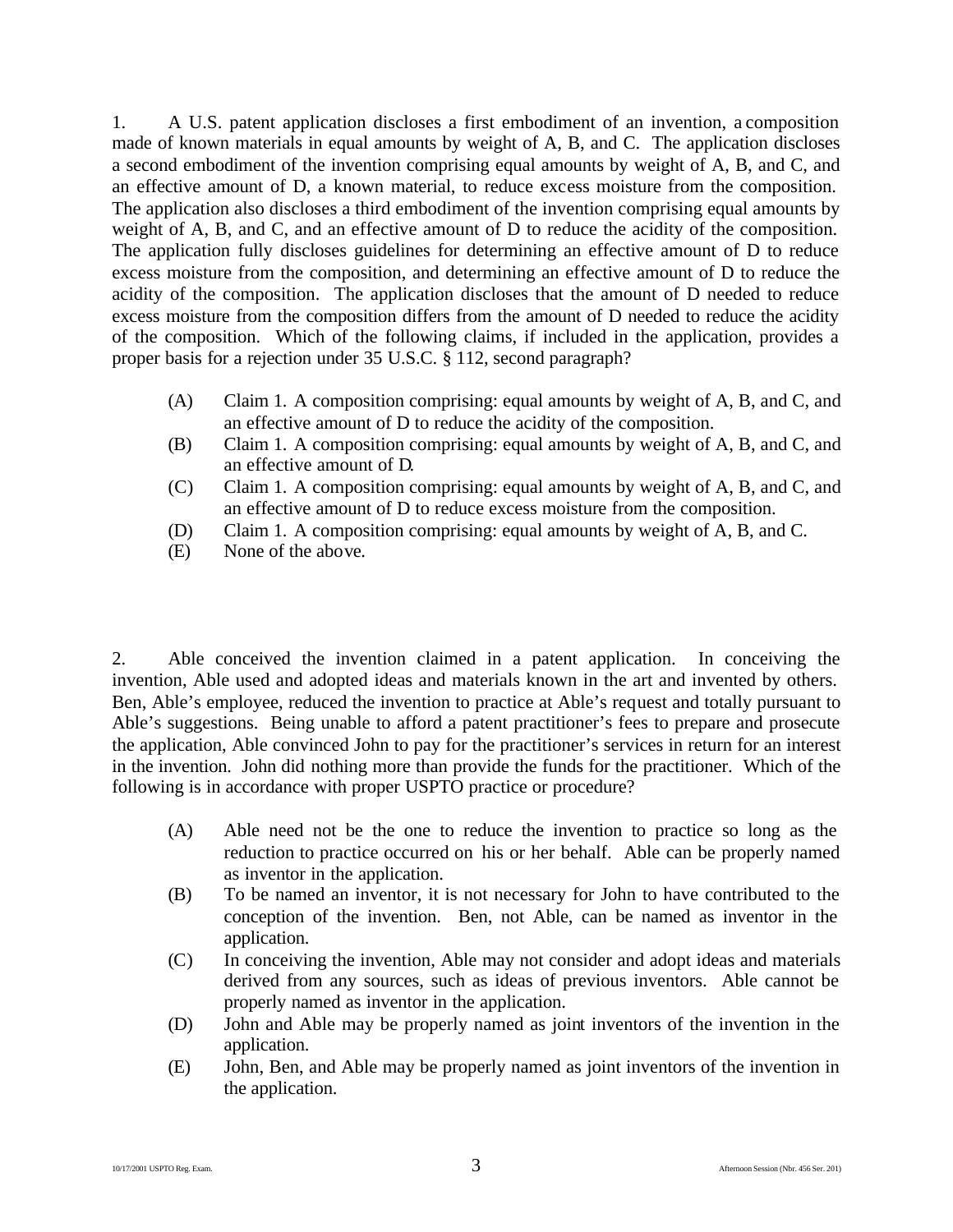1. A U.S. patent application discloses a first embodiment of an invention, a composition made of known materials in equal amounts by weight of A, B, and C. The application discloses a second embodiment of the invention comprising equal amounts by weight of A, B, and C, and an effective amount of D, a known material, to reduce excess moisture from the composition. The application also discloses a third embodiment of the invention comprising equal amounts by weight of A, B, and C, and an effective amount of D to reduce the acidity of the composition. The application fully discloses guidelines for determining an effective amount of D to reduce excess moisture from the composition, and determining an effective amount of D to reduce the acidity of the composition. The application discloses that the amount of D needed to reduce excess moisture from the composition differs from the amount of D needed to reduce the acidity of the composition. Which of the following claims, if included in the application, provides a proper basis for a rejection under 35 U.S.C. § 112, second paragraph?

- (A) Claim 1. A composition comprising: equal amounts by weight of A, B, and C, and an effective amount of D to reduce the acidity of the composition.
- (B) Claim 1. A composition comprising: equal amounts by weight of A, B, and C, and an effective amount of D.
- (C) Claim 1. A composition comprising: equal amounts by weight of A, B, and C, and an effective amount of D to reduce excess moisture from the composition.
- (D) Claim 1. A composition comprising: equal amounts by weight of A, B, and C.
- (E) None of the above.

2. Able conceived the invention claimed in a patent application. In conceiving the invention, Able used and adopted ideas and materials known in the art and invented by others. Ben, Able's employee, reduced the invention to practice at Able's request and totally pursuant to Able's suggestions. Being unable to afford a patent practitioner's fees to prepare and prosecute the application, Able convinced John to pay for the practitioner's services in return for an interest in the invention. John did nothing more than provide the funds for the practitioner. Which of the following is in accordance with proper USPTO practice or procedure?

- (A) Able need not be the one to reduce the invention to practice so long as the reduction to practice occurred on his or her behalf. Able can be properly named as inventor in the application.
- (B) To be named an inventor, it is not necessary for John to have contributed to the conception of the invention. Ben, not Able, can be named as inventor in the application.
- (C) In conceiving the invention, Able may not consider and adopt ideas and materials derived from any sources, such as ideas of previous inventors. Able cannot be properly named as inventor in the application.
- (D) John and Able may be properly named as joint inventors of the invention in the application.
- (E) John, Ben, and Able may be properly named as joint inventors of the invention in the application.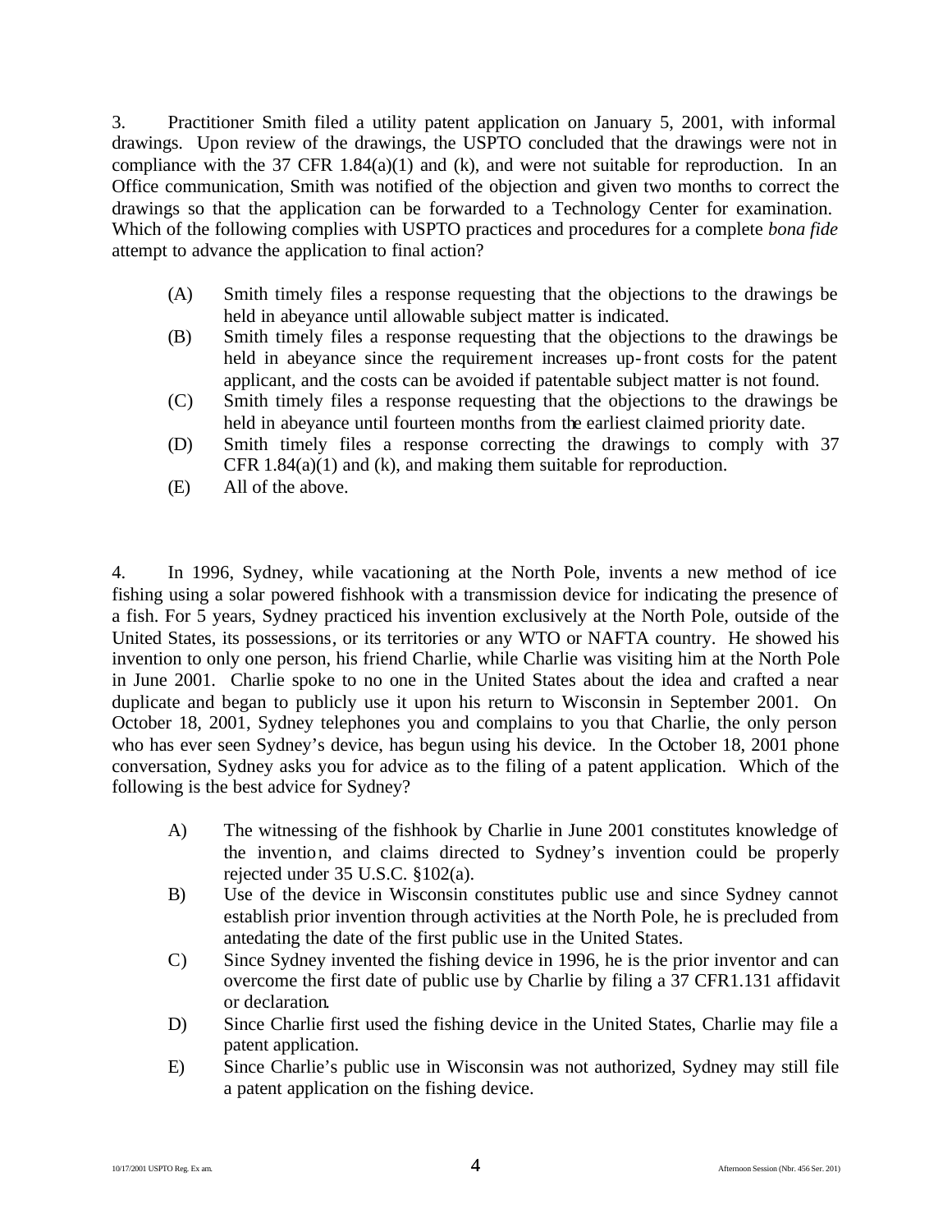3. Practitioner Smith filed a utility patent application on January 5, 2001, with informal drawings. Upon review of the drawings, the USPTO concluded that the drawings were not in compliance with the 37 CFR 1.84(a)(1) and (k), and were not suitable for reproduction. In an Office communication, Smith was notified of the objection and given two months to correct the drawings so that the application can be forwarded to a Technology Center for examination. Which of the following complies with USPTO practices and procedures for a complete *bona fide* attempt to advance the application to final action?

- (A) Smith timely files a response requesting that the objections to the drawings be held in abeyance until allowable subject matter is indicated.
- (B) Smith timely files a response requesting that the objections to the drawings be held in abeyance since the requirement increases up-front costs for the patent applicant, and the costs can be avoided if patentable subject matter is not found.
- (C) Smith timely files a response requesting that the objections to the drawings be held in abeyance until fourteen months from the earliest claimed priority date.
- (D) Smith timely files a response correcting the drawings to comply with 37 CFR 1.84(a)(1) and (k), and making them suitable for reproduction.
- (E) All of the above.

4. In 1996, Sydney, while vacationing at the North Pole, invents a new method of ice fishing using a solar powered fishhook with a transmission device for indicating the presence of a fish. For 5 years, Sydney practiced his invention exclusively at the North Pole, outside of the United States, its possessions, or its territories or any WTO or NAFTA country. He showed his invention to only one person, his friend Charlie, while Charlie was visiting him at the North Pole in June 2001. Charlie spoke to no one in the United States about the idea and crafted a near duplicate and began to publicly use it upon his return to Wisconsin in September 2001. On October 18, 2001, Sydney telephones you and complains to you that Charlie, the only person who has ever seen Sydney's device, has begun using his device. In the October 18, 2001 phone conversation, Sydney asks you for advice as to the filing of a patent application. Which of the following is the best advice for Sydney?

- A) The witnessing of the fishhook by Charlie in June 2001 constitutes knowledge of the invention, and claims directed to Sydney's invention could be properly rejected under 35 U.S.C. §102(a).
- B) Use of the device in Wisconsin constitutes public use and since Sydney cannot establish prior invention through activities at the North Pole, he is precluded from antedating the date of the first public use in the United States.
- C) Since Sydney invented the fishing device in 1996, he is the prior inventor and can overcome the first date of public use by Charlie by filing a 37 CFR1.131 affidavit or declaration.
- D) Since Charlie first used the fishing device in the United States, Charlie may file a patent application.
- E) Since Charlie's public use in Wisconsin was not authorized, Sydney may still file a patent application on the fishing device.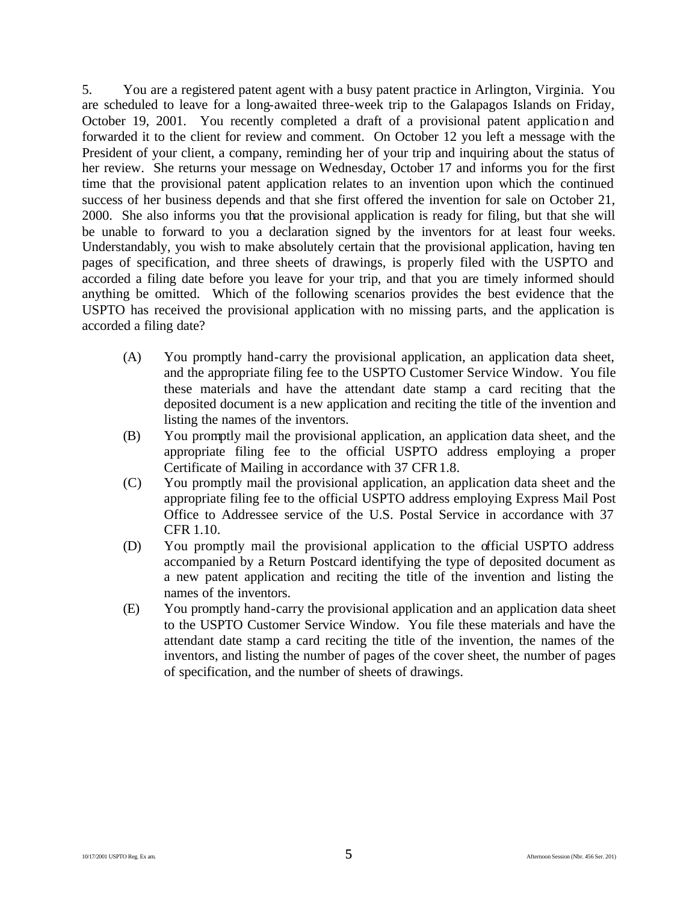5. You are a registered patent agent with a busy patent practice in Arlington, Virginia. You are scheduled to leave for a long-awaited three-week trip to the Galapagos Islands on Friday, October 19, 2001. You recently completed a draft of a provisional patent application and forwarded it to the client for review and comment. On October 12 you left a message with the President of your client, a company, reminding her of your trip and inquiring about the status of her review. She returns your message on Wednesday, October 17 and informs you for the first time that the provisional patent application relates to an invention upon which the continued success of her business depends and that she first offered the invention for sale on October 21, 2000. She also informs you that the provisional application is ready for filing, but that she will be unable to forward to you a declaration signed by the inventors for at least four weeks. Understandably, you wish to make absolutely certain that the provisional application, having ten pages of specification, and three sheets of drawings, is properly filed with the USPTO and accorded a filing date before you leave for your trip, and that you are timely informed should anything be omitted. Which of the following scenarios provides the best evidence that the USPTO has received the provisional application with no missing parts, and the application is accorded a filing date?

(A) You promptly hand-carry the provisional application, an application data sheet, and the appropriate filing fee to the USPTO Customer Service Window. You file these materials and have the attendant date stamp a card reciting that the deposited document is a new application and reciting the title of the invention and listing the names of the inventors.

(B) You promptly mail the provisional application, an application data sheet, and the appropriate filing fee to the official USPTO address employing a proper Certificate of Mailing in accordance with 37 CFR 1.8.

(C) You promptly mail the provisional application, an application data sheet and the appropriate filing fee to the official USPTO address employing Express Mail Post Office to Addressee service of the U.S. Postal Service in accordance with 37 CFR 1.10.

(D) You promptly mail the provisional application to the official USPTO address accompanied by a Return Postcard identifying the type of deposited document as a new patent application and reciting the title of the invention and listing the names of the inventors.

(E) You promptly hand-carry the provisional application and an application data sheet to the USPTO Customer Service Window. You file these materials and have the attendant date stamp a card reciting the title of the invention, the names of the inventors, and listing the number of pages of the cover sheet, the number of pages of specification, and the number of sheets of drawings.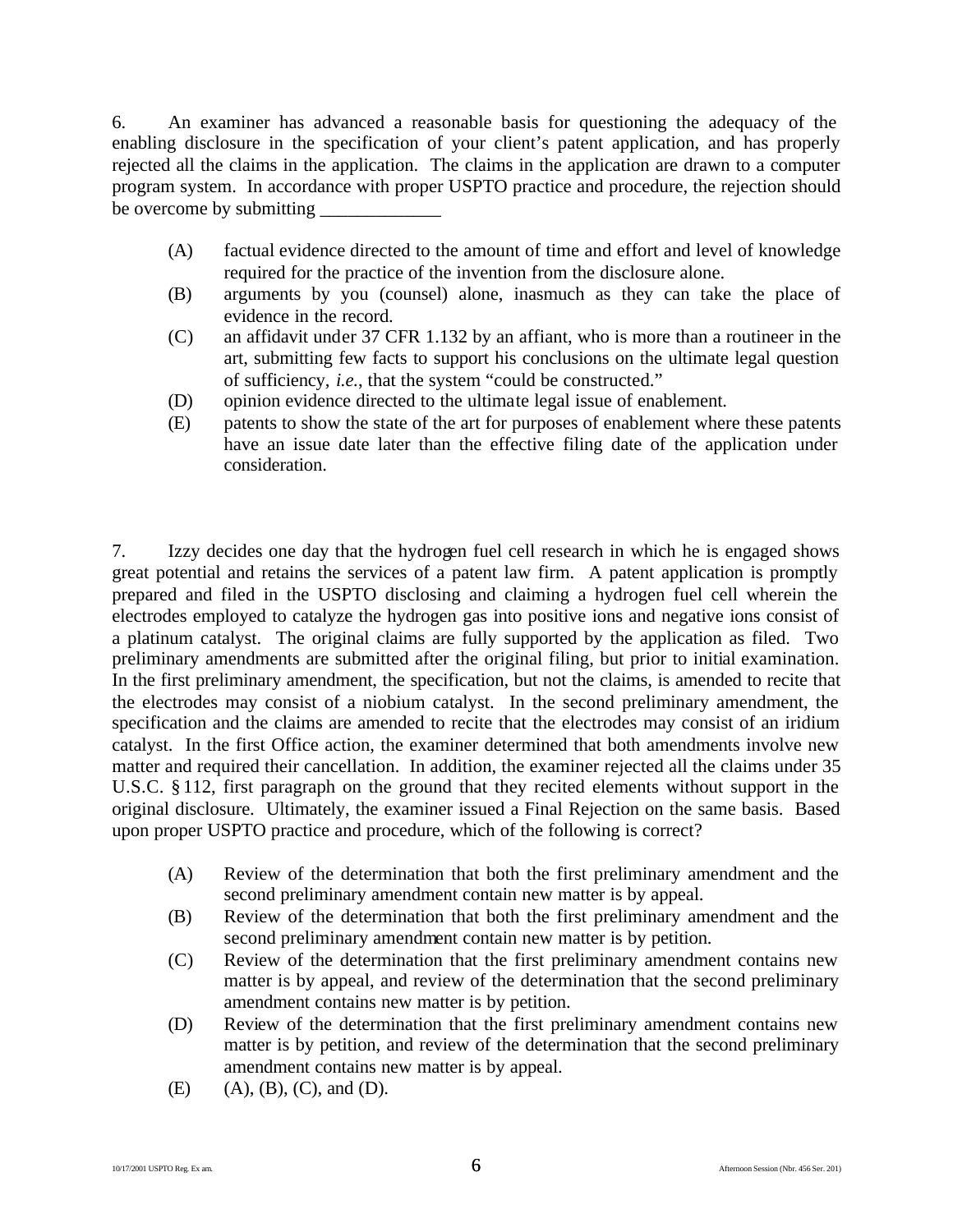6. An examiner has advanced a reasonable basis for questioning the adequacy of the enabling disclosure in the specification of your client's patent application, and has properly rejected all the claims in the application. The claims in the application are drawn to a computer program system. In accordance with proper USPTO practice and procedure, the rejection should be overcome by submitting _____________

(A) factual evidence directed to the amount of time and effort and level of knowledge required for the practice of the invention from the disclosure alone.
(B) arguments by you (counsel) alone, inasmuch as they can take the place of evidence in the record.
(C) an affidavit under 37 CFR 1.132 by an affiant, who is more than a routineer in the art, submitting few facts to support his conclusions on the ultimate legal question of sufficiency, *i.e.*, that the system "could be constructed."
(D) opinion evidence directed to the ultimate legal issue of enablement.
(E) patents to show the state of the art for purposes of enablement where these patents have an issue date later than the effective filing date of the application under consideration.

7. Izzy decides one day that the hydrogen fuel cell research in which he is engaged shows great potential and retains the services of a patent law firm. A patent application is promptly prepared and filed in the USPTO disclosing and claiming a hydrogen fuel cell wherein the electrodes employed to catalyze the hydrogen gas into positive ions and negative ions consist of a platinum catalyst. The original claims are fully supported by the application as filed. Two preliminary amendments are submitted after the original filing, but prior to initial examination. In the first preliminary amendment, the specification, but not the claims, is amended to recite that the electrodes may consist of a niobium catalyst. In the second preliminary amendment, the specification and the claims are amended to recite that the electrodes may consist of an iridium catalyst. In the first Office action, the examiner determined that both amendments involve new matter and required their cancellation. In addition, the examiner rejected all the claims under 35 U.S.C. § 112, first paragraph on the ground that they recited elements without support in the original disclosure. Ultimately, the examiner issued a Final Rejection on the same basis. Based upon proper USPTO practice and procedure, which of the following is correct?

(A) Review of the determination that both the first preliminary amendment and the second preliminary amendment contain new matter is by appeal.
(B) Review of the determination that both the first preliminary amendment and the second preliminary amendment contain new matter is by petition.
(C) Review of the determination that the first preliminary amendment contains new matter is by appeal, and review of the determination that the second preliminary amendment contains new matter is by petition.
(D) Review of the determination that the first preliminary amendment contains new matter is by petition, and review of the determination that the second preliminary amendment contains new matter is by appeal.
(E) (A), (B), (C), and (D).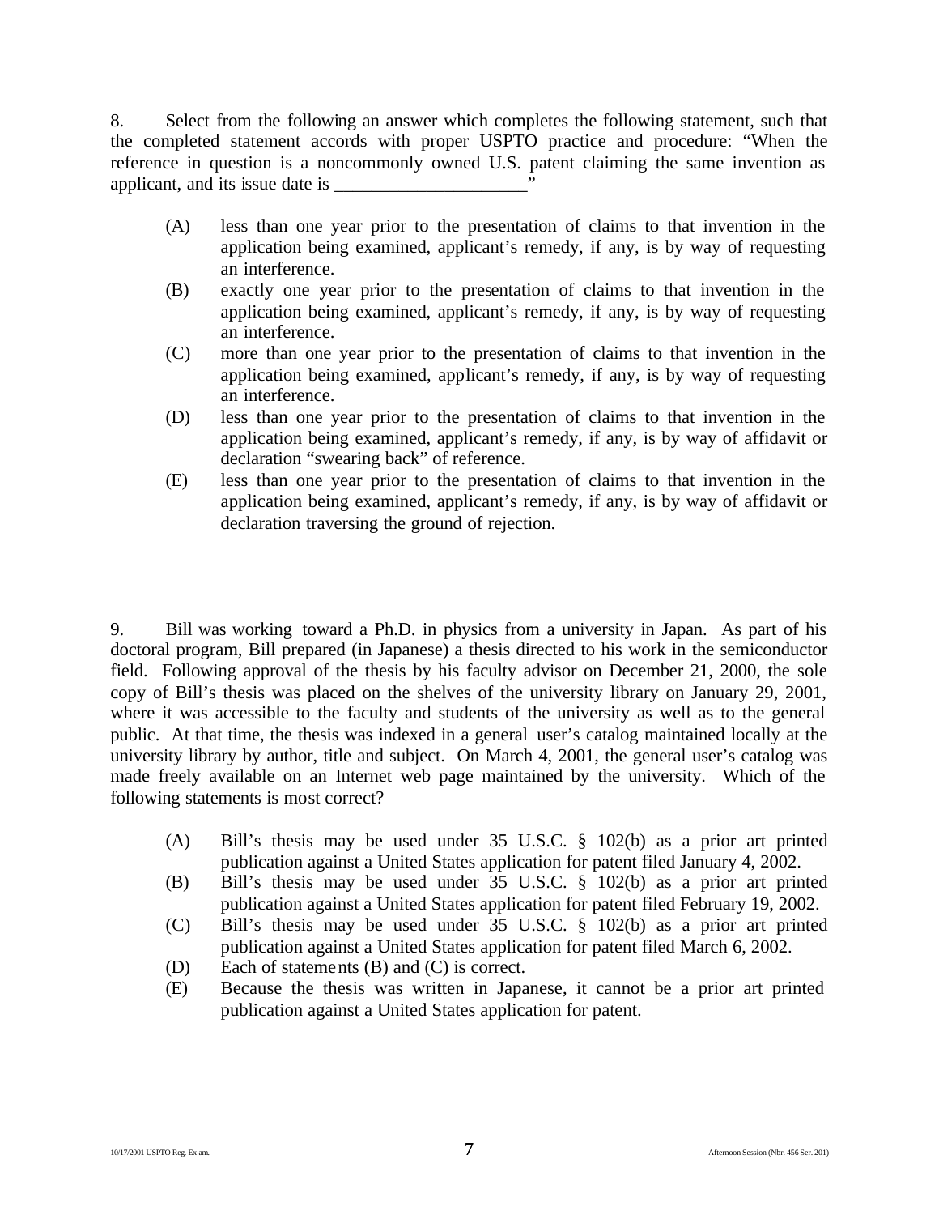8. Select from the following an answer which completes the following statement, such that the completed statement accords with proper USPTO practice and procedure: "When the reference in question is a noncommonly owned U.S. patent claiming the same invention as applicant, and its issue date is _____________________"

(A) less than one year prior to the presentation of claims to that invention in the application being examined, applicant's remedy, if any, is by way of requesting an interference.

(B) exactly one year prior to the presentation of claims to that invention in the application being examined, applicant's remedy, if any, is by way of requesting an interference.

(C) more than one year prior to the presentation of claims to that invention in the application being examined, applicant's remedy, if any, is by way of requesting an interference.

(D) less than one year prior to the presentation of claims to that invention in the application being examined, applicant's remedy, if any, is by way of affidavit or declaration "swearing back" of reference.

(E) less than one year prior to the presentation of claims to that invention in the application being examined, applicant's remedy, if any, is by way of affidavit or declaration traversing the ground of rejection.

9. Bill was working toward a Ph.D. in physics from a university in Japan. As part of his doctoral program, Bill prepared (in Japanese) a thesis directed to his work in the semiconductor field. Following approval of the thesis by his faculty advisor on December 21, 2000, the sole copy of Bill's thesis was placed on the shelves of the university library on January 29, 2001, where it was accessible to the faculty and students of the university as well as to the general public. At that time, the thesis was indexed in a general user's catalog maintained locally at the university library by author, title and subject. On March 4, 2001, the general user's catalog was made freely available on an Internet web page maintained by the university. Which of the following statements is most correct?

(A) Bill's thesis may be used under 35 U.S.C. § 102(b) as a prior art printed publication against a United States application for patent filed January 4, 2002.

(B) Bill's thesis may be used under 35 U.S.C. § 102(b) as a prior art printed publication against a United States application for patent filed February 19, 2002.

(C) Bill's thesis may be used under 35 U.S.C. § 102(b) as a prior art printed publication against a United States application for patent filed March 6, 2002.

(D) Each of statements (B) and (C) is correct.

(E) Because the thesis was written in Japanese, it cannot be a prior art printed publication against a United States application for patent.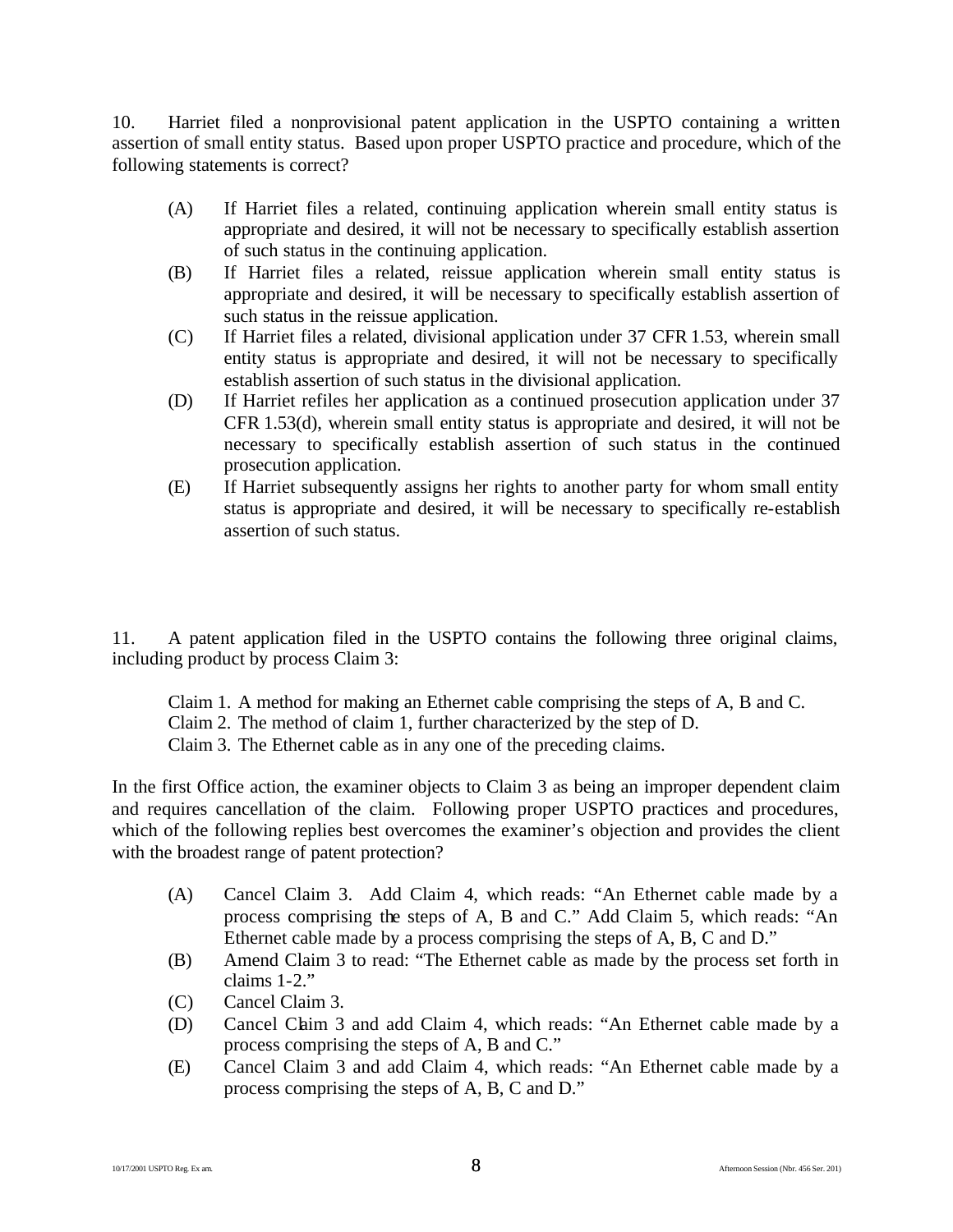10. Harriet filed a nonprovisional patent application in the USPTO containing a written assertion of small entity status. Based upon proper USPTO practice and procedure, which of the following statements is correct?

(A) If Harriet files a related, continuing application wherein small entity status is appropriate and desired, it will not be necessary to specifically establish assertion of such status in the continuing application.
(B) If Harriet files a related, reissue application wherein small entity status is appropriate and desired, it will be necessary to specifically establish assertion of such status in the reissue application.
(C) If Harriet files a related, divisional application under 37 CFR 1.53, wherein small entity status is appropriate and desired, it will not be necessary to specifically establish assertion of such status in the divisional application.
(D) If Harriet refiles her application as a continued prosecution application under 37 CFR 1.53(d), wherein small entity status is appropriate and desired, it will not be necessary to specifically establish assertion of such status in the continued prosecution application.
(E) If Harriet subsequently assigns her rights to another party for whom small entity status is appropriate and desired, it will be necessary to specifically re-establish assertion of such status.

11. A patent application filed in the USPTO contains the following three original claims, including product by process Claim 3:

Claim 1. A method for making an Ethernet cable comprising the steps of A, B and C.
Claim 2. The method of claim 1, further characterized by the step of D.
Claim 3. The Ethernet cable as in any one of the preceding claims.

In the first Office action, the examiner objects to Claim 3 as being an improper dependent claim and requires cancellation of the claim. Following proper USPTO practices and procedures, which of the following replies best overcomes the examiner's objection and provides the client with the broadest range of patent protection?

(A) Cancel Claim 3. Add Claim 4, which reads: "An Ethernet cable made by a process comprising the steps of A, B and C." Add Claim 5, which reads: "An Ethernet cable made by a process comprising the steps of A, B, C and D."
(B) Amend Claim 3 to read: "The Ethernet cable as made by the process set forth in claims 1-2."
(C) Cancel Claim 3.
(D) Cancel Claim 3 and add Claim 4, which reads: "An Ethernet cable made by a process comprising the steps of A, B and C."
(E) Cancel Claim 3 and add Claim 4, which reads: "An Ethernet cable made by a process comprising the steps of A, B, C and D."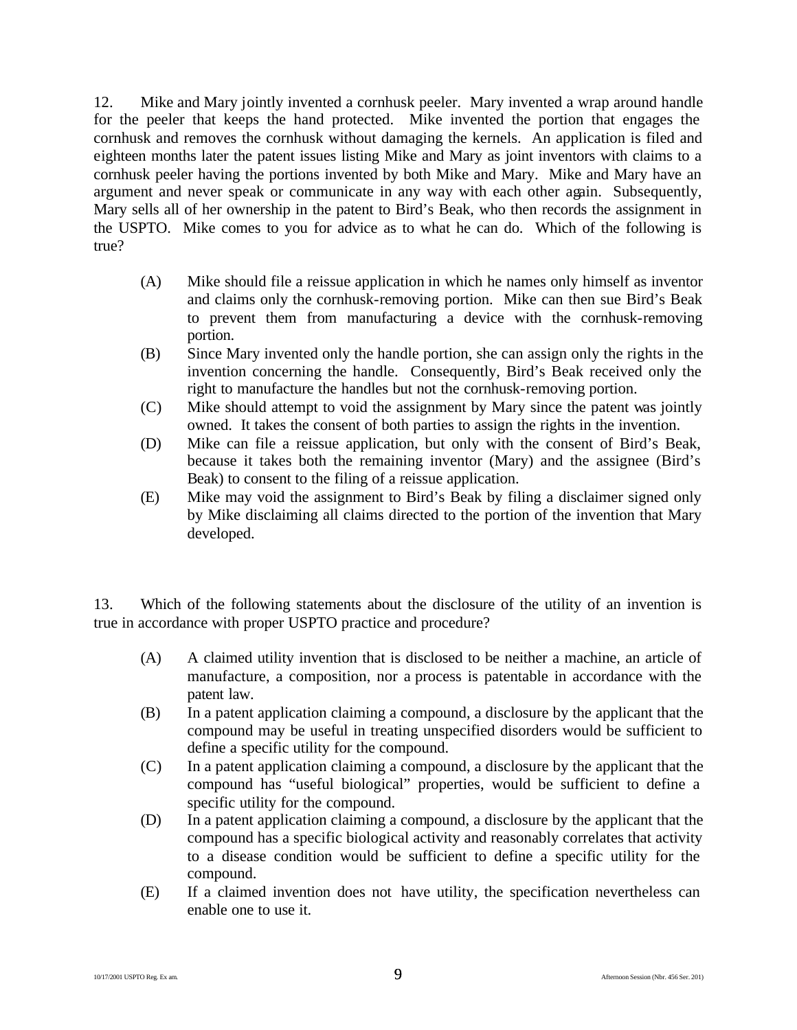12. Mike and Mary jointly invented a cornhusk peeler. Mary invented a wrap around handle for the peeler that keeps the hand protected. Mike invented the portion that engages the cornhusk and removes the cornhusk without damaging the kernels. An application is filed and eighteen months later the patent issues listing Mike and Mary as joint inventors with claims to a cornhusk peeler having the portions invented by both Mike and Mary. Mike and Mary have an argument and never speak or communicate in any way with each other again. Subsequently, Mary sells all of her ownership in the patent to Bird's Beak, who then records the assignment in the USPTO. Mike comes to you for advice as to what he can do. Which of the following is true?

- (A) Mike should file a reissue application in which he names only himself as inventor and claims only the cornhusk-removing portion. Mike can then sue Bird's Beak to prevent them from manufacturing a device with the cornhusk-removing portion.
- (B) Since Mary invented only the handle portion, she can assign only the rights in the invention concerning the handle. Consequently, Bird's Beak received only the right to manufacture the handles but not the cornhusk-removing portion.
- (C) Mike should attempt to void the assignment by Mary since the patent was jointly owned. It takes the consent of both parties to assign the rights in the invention.
- (D) Mike can file a reissue application, but only with the consent of Bird's Beak, because it takes both the remaining inventor (Mary) and the assignee (Bird's Beak) to consent to the filing of a reissue application.
- (E) Mike may void the assignment to Bird's Beak by filing a disclaimer signed only by Mike disclaiming all claims directed to the portion of the invention that Mary developed.

13. Which of the following statements about the disclosure of the utility of an invention is true in accordance with proper USPTO practice and procedure?

- (A) A claimed utility invention that is disclosed to be neither a machine, an article of manufacture, a composition, nor a process is patentable in accordance with the patent law.
- (B) In a patent application claiming a compound, a disclosure by the applicant that the compound may be useful in treating unspecified disorders would be sufficient to define a specific utility for the compound.
- (C) In a patent application claiming a compound, a disclosure by the applicant that the compound has "useful biological" properties, would be sufficient to define a specific utility for the compound.
- (D) In a patent application claiming a compound, a disclosure by the applicant that the compound has a specific biological activity and reasonably correlates that activity to a disease condition would be sufficient to define a specific utility for the compound.
- (E) If a claimed invention does not have utility, the specification nevertheless can enable one to use it.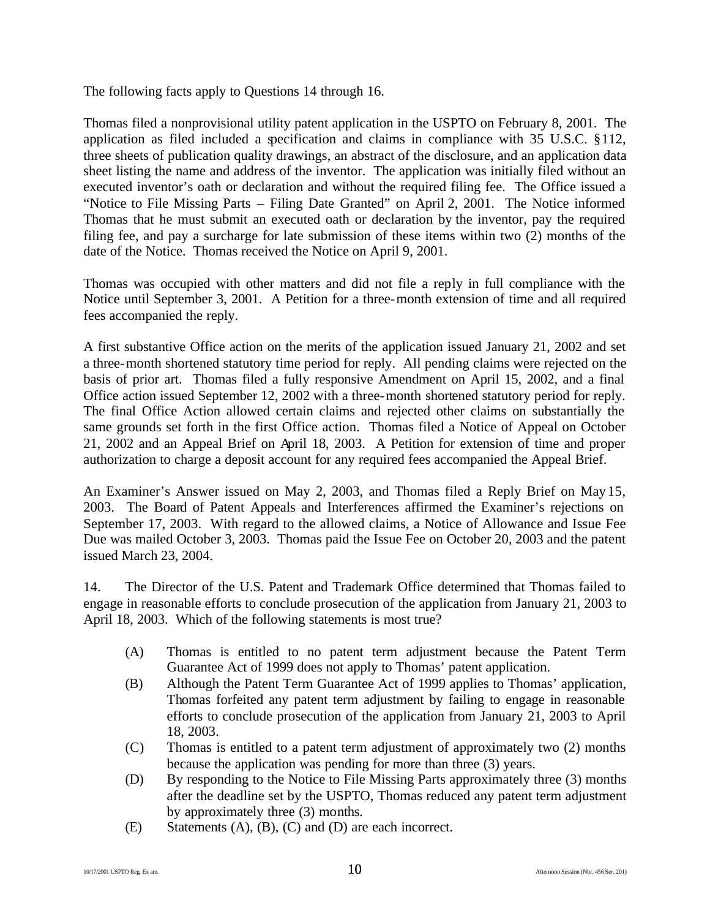The following facts apply to Questions 14 through 16.

Thomas filed a nonprovisional utility patent application in the USPTO on February 8, 2001. The application as filed included a specification and claims in compliance with 35 U.S.C. §112, three sheets of publication quality drawings, an abstract of the disclosure, and an application data sheet listing the name and address of the inventor. The application was initially filed without an executed inventor's oath or declaration and without the required filing fee. The Office issued a "Notice to File Missing Parts – Filing Date Granted" on April 2, 2001. The Notice informed Thomas that he must submit an executed oath or declaration by the inventor, pay the required filing fee, and pay a surcharge for late submission of these items within two (2) months of the date of the Notice. Thomas received the Notice on April 9, 2001.

Thomas was occupied with other matters and did not file a reply in full compliance with the Notice until September 3, 2001. A Petition for a three-month extension of time and all required fees accompanied the reply.

A first substantive Office action on the merits of the application issued January 21, 2002 and set a three-month shortened statutory time period for reply. All pending claims were rejected on the basis of prior art. Thomas filed a fully responsive Amendment on April 15, 2002, and a final Office action issued September 12, 2002 with a three-month shortened statutory period for reply. The final Office Action allowed certain claims and rejected other claims on substantially the same grounds set forth in the first Office action. Thomas filed a Notice of Appeal on October 21, 2002 and an Appeal Brief on April 18, 2003. A Petition for extension of time and proper authorization to charge a deposit account for any required fees accompanied the Appeal Brief.

An Examiner's Answer issued on May 2, 2003, and Thomas filed a Reply Brief on May 15, 2003. The Board of Patent Appeals and Interferences affirmed the Examiner's rejections on September 17, 2003. With regard to the allowed claims, a Notice of Allowance and Issue Fee Due was mailed October 3, 2003. Thomas paid the Issue Fee on October 20, 2003 and the patent issued March 23, 2004.

14. The Director of the U.S. Patent and Trademark Office determined that Thomas failed to engage in reasonable efforts to conclude prosecution of the application from January 21, 2003 to April 18, 2003. Which of the following statements is most true?

(A) Thomas is entitled to no patent term adjustment because the Patent Term Guarantee Act of 1999 does not apply to Thomas' patent application.

(B) Although the Patent Term Guarantee Act of 1999 applies to Thomas' application, Thomas forfeited any patent term adjustment by failing to engage in reasonable efforts to conclude prosecution of the application from January 21, 2003 to April 18, 2003.

(C) Thomas is entitled to a patent term adjustment of approximately two (2) months because the application was pending for more than three (3) years.

(D) By responding to the Notice to File Missing Parts approximately three (3) months after the deadline set by the USPTO, Thomas reduced any patent term adjustment by approximately three (3) months.

(E) Statements (A), (B), (C) and (D) are each incorrect.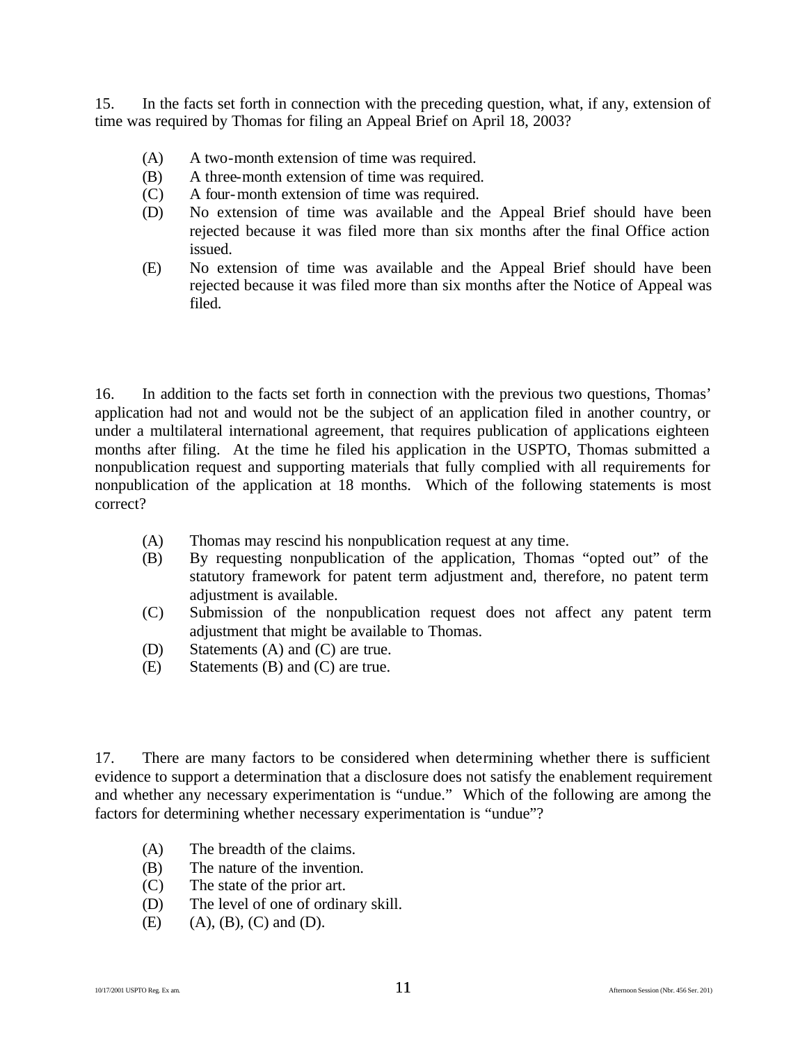15. In the facts set forth in connection with the preceding question, what, if any, extension of time was required by Thomas for filing an Appeal Brief on April 18, 2003?

(A) A two-month extension of time was required.
(B) A three-month extension of time was required.
(C) A four-month extension of time was required.
(D) No extension of time was available and the Appeal Brief should have been rejected because it was filed more than six months after the final Office action issued.
(E) No extension of time was available and the Appeal Brief should have been rejected because it was filed more than six months after the Notice of Appeal was filed.

16. In addition to the facts set forth in connection with the previous two questions, Thomas' application had not and would not be the subject of an application filed in another country, or under a multilateral international agreement, that requires publication of applications eighteen months after filing. At the time he filed his application in the USPTO, Thomas submitted a nonpublication request and supporting materials that fully complied with all requirements for nonpublication of the application at 18 months. Which of the following statements is most correct?

(A) Thomas may rescind his nonpublication request at any time.
(B) By requesting nonpublication of the application, Thomas "opted out" of the statutory framework for patent term adjustment and, therefore, no patent term adjustment is available.
(C) Submission of the nonpublication request does not affect any patent term adjustment that might be available to Thomas.
(D) Statements (A) and (C) are true.
(E) Statements (B) and (C) are true.

17. There are many factors to be considered when determining whether there is sufficient evidence to support a determination that a disclosure does not satisfy the enablement requirement and whether any necessary experimentation is "undue." Which of the following are among the factors for determining whether necessary experimentation is "undue"?

(A) The breadth of the claims.
(B) The nature of the invention.
(C) The state of the prior art.
(D) The level of one of ordinary skill.
(E) (A), (B), (C) and (D).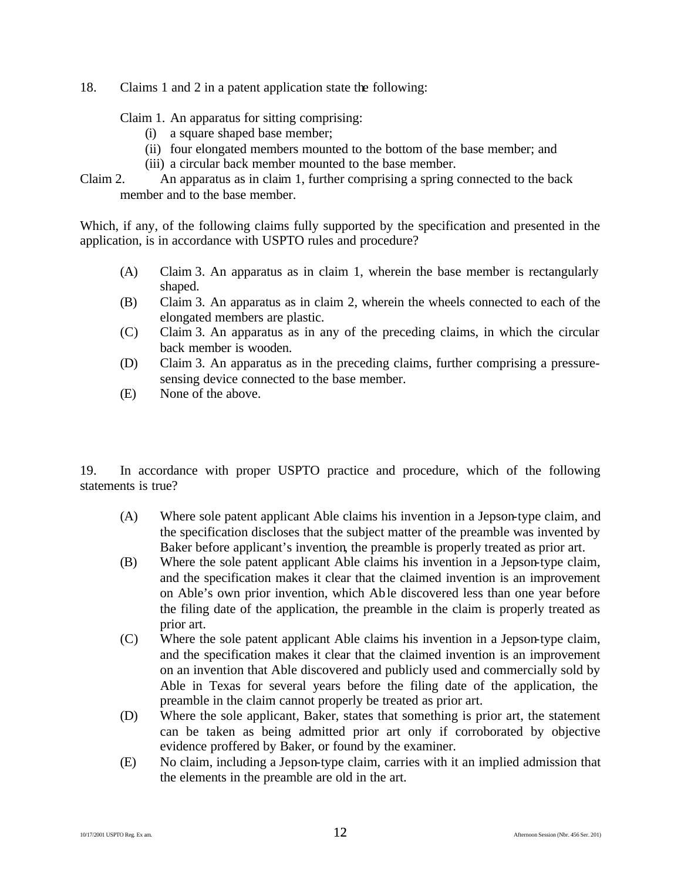18. Claims 1 and 2 in a patent application state the following:

Claim 1. An apparatus for sitting comprising:

(i) a square shaped base member;

(ii) four elongated members mounted to the bottom of the base member; and

(iii) a circular back member mounted to the base member.

Claim 2. An apparatus as in claim 1, further comprising a spring connected to the back member and to the base member.

Which, if any, of the following claims fully supported by the specification and presented in the application, is in accordance with USPTO rules and procedure?

(A) Claim 3. An apparatus as in claim 1, wherein the base member is rectangularly shaped.

(B) Claim 3. An apparatus as in claim 2, wherein the wheels connected to each of the elongated members are plastic.

(C) Claim 3. An apparatus as in any of the preceding claims, in which the circular back member is wooden.

(D) Claim 3. An apparatus as in the preceding claims, further comprising a pressure-sensing device connected to the base member.

(E) None of the above.

19. In accordance with proper USPTO practice and procedure, which of the following statements is true?

(A) Where sole patent applicant Able claims his invention in a Jepson-type claim, and the specification discloses that the subject matter of the preamble was invented by Baker before applicant's invention, the preamble is properly treated as prior art.

(B) Where the sole patent applicant Able claims his invention in a Jepson-type claim, and the specification makes it clear that the claimed invention is an improvement on Able's own prior invention, which Able discovered less than one year before the filing date of the application, the preamble in the claim is properly treated as prior art.

(C) Where the sole patent applicant Able claims his invention in a Jepson-type claim, and the specification makes it clear that the claimed invention is an improvement on an invention that Able discovered and publicly used and commercially sold by Able in Texas for several years before the filing date of the application, the preamble in the claim cannot properly be treated as prior art.

(D) Where the sole applicant, Baker, states that something is prior art, the statement can be taken as being admitted prior art only if corroborated by objective evidence proffered by Baker, or found by the examiner.

(E) No claim, including a Jepson-type claim, carries with it an implied admission that the elements in the preamble are old in the art.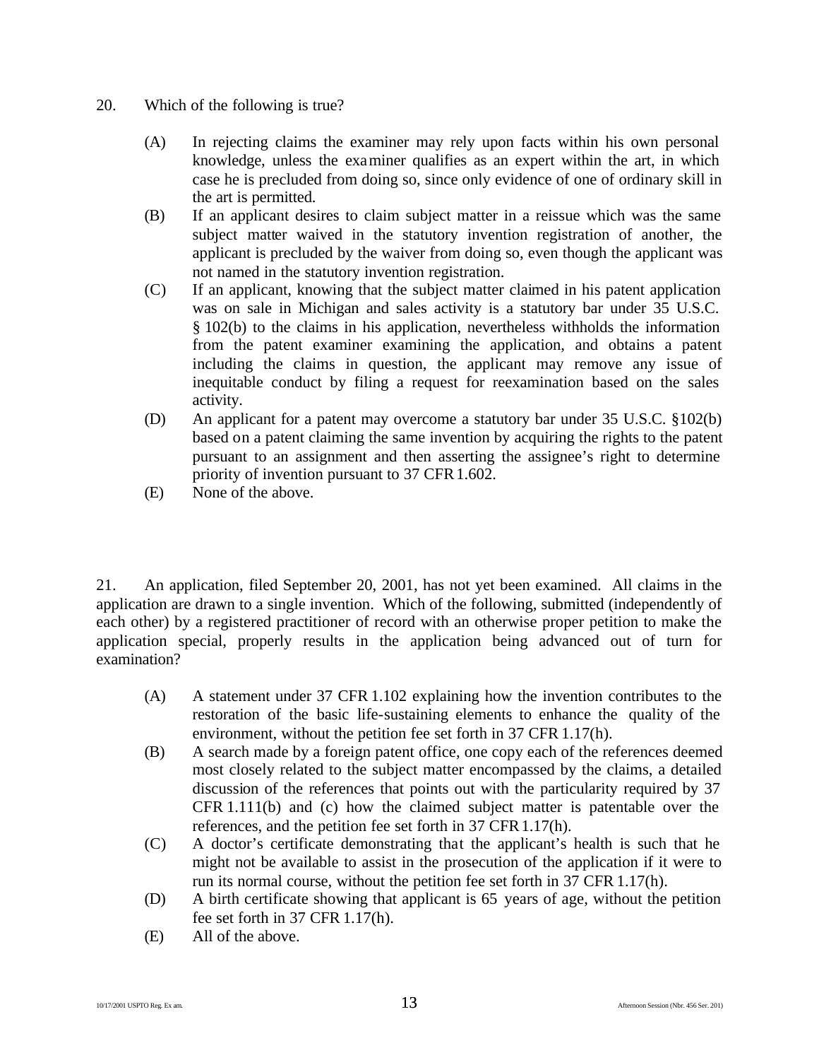20. Which of the following is true?

(A) In rejecting claims the examiner may rely upon facts within his own personal knowledge, unless the examiner qualifies as an expert within the art, in which case he is precluded from doing so, since only evidence of one of ordinary skill in the art is permitted.

(B) If an applicant desires to claim subject matter in a reissue which was the same subject matter waived in the statutory invention registration of another, the applicant is precluded by the waiver from doing so, even though the applicant was not named in the statutory invention registration.

(C) If an applicant, knowing that the subject matter claimed in his patent application was on sale in Michigan and sales activity is a statutory bar under 35 U.S.C. § 102(b) to the claims in his application, nevertheless withholds the information from the patent examiner examining the application, and obtains a patent including the claims in question, the applicant may remove any issue of inequitable conduct by filing a request for reexamination based on the sales activity.

(D) An applicant for a patent may overcome a statutory bar under 35 U.S.C. §102(b) based on a patent claiming the same invention by acquiring the rights to the patent pursuant to an assignment and then asserting the assignee's right to determine priority of invention pursuant to 37 CFR 1.602.

(E) None of the above.

21. An application, filed September 20, 2001, has not yet been examined. All claims in the application are drawn to a single invention. Which of the following, submitted (independently of each other) by a registered practitioner of record with an otherwise proper petition to make the application special, properly results in the application being advanced out of turn for examination?

(A) A statement under 37 CFR 1.102 explaining how the invention contributes to the restoration of the basic life-sustaining elements to enhance the quality of the environment, without the petition fee set forth in 37 CFR 1.17(h).

(B) A search made by a foreign patent office, one copy each of the references deemed most closely related to the subject matter encompassed by the claims, a detailed discussion of the references that points out with the particularity required by 37 CFR 1.111(b) and (c) how the claimed subject matter is patentable over the references, and the petition fee set forth in 37 CFR 1.17(h).

(C) A doctor's certificate demonstrating that the applicant's health is such that he might not be available to assist in the prosecution of the application if it were to run its normal course, without the petition fee set forth in 37 CFR 1.17(h).

(D) A birth certificate showing that applicant is 65 years of age, without the petition fee set forth in 37 CFR 1.17(h).

(E) All of the above.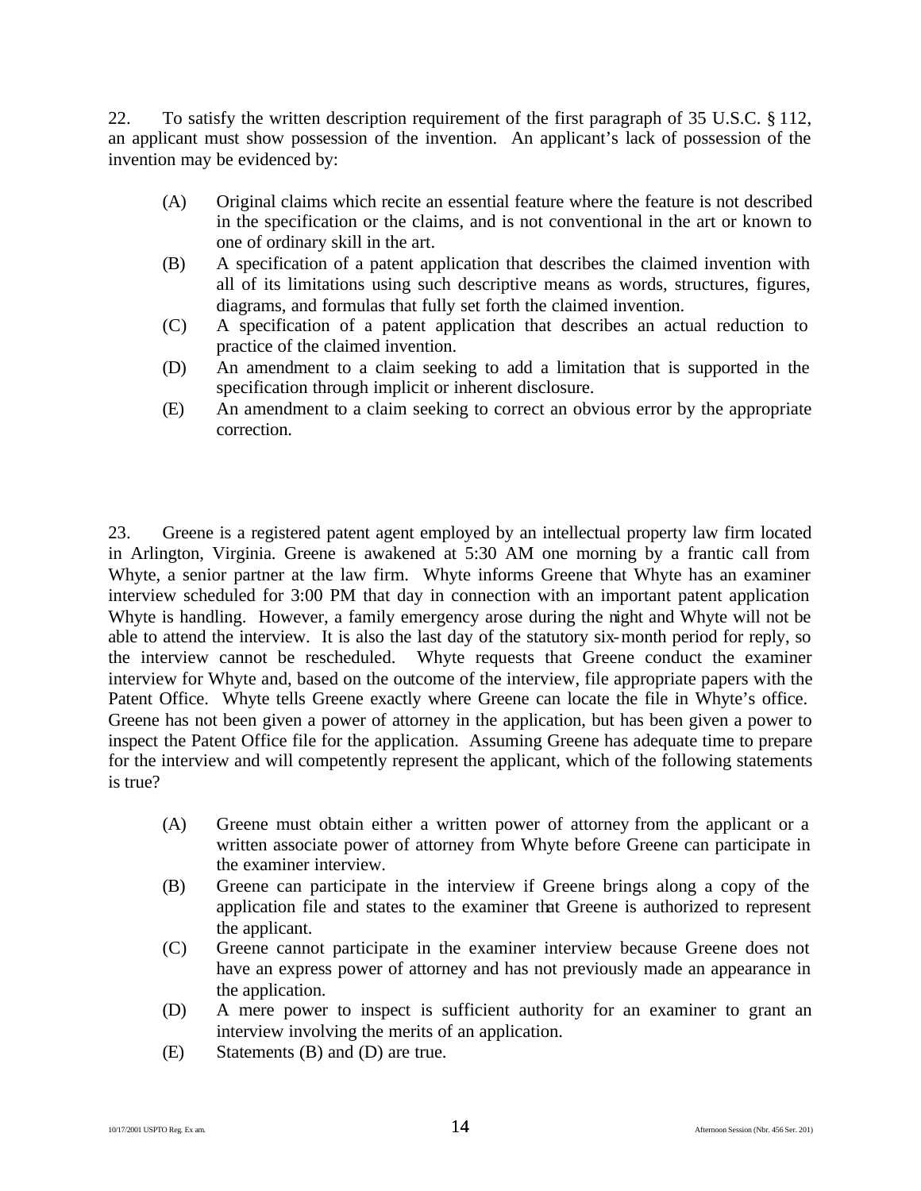22. To satisfy the written description requirement of the first paragraph of 35 U.S.C. § 112, an applicant must show possession of the invention. An applicant's lack of possession of the invention may be evidenced by:

(A) Original claims which recite an essential feature where the feature is not described in the specification or the claims, and is not conventional in the art or known to one of ordinary skill in the art.
(B) A specification of a patent application that describes the claimed invention with all of its limitations using such descriptive means as words, structures, figures, diagrams, and formulas that fully set forth the claimed invention.
(C) A specification of a patent application that describes an actual reduction to practice of the claimed invention.
(D) An amendment to a claim seeking to add a limitation that is supported in the specification through implicit or inherent disclosure.
(E) An amendment to a claim seeking to correct an obvious error by the appropriate correction.

23. Greene is a registered patent agent employed by an intellectual property law firm located in Arlington, Virginia. Greene is awakened at 5:30 AM one morning by a frantic call from Whyte, a senior partner at the law firm. Whyte informs Greene that Whyte has an examiner interview scheduled for 3:00 PM that day in connection with an important patent application Whyte is handling. However, a family emergency arose during the night and Whyte will not be able to attend the interview. It is also the last day of the statutory six-month period for reply, so the interview cannot be rescheduled. Whyte requests that Greene conduct the examiner interview for Whyte and, based on the outcome of the interview, file appropriate papers with the Patent Office. Whyte tells Greene exactly where Greene can locate the file in Whyte's office. Greene has not been given a power of attorney in the application, but has been given a power to inspect the Patent Office file for the application. Assuming Greene has adequate time to prepare for the interview and will competently represent the applicant, which of the following statements is true?

(A) Greene must obtain either a written power of attorney from the applicant or a written associate power of attorney from Whyte before Greene can participate in the examiner interview.
(B) Greene can participate in the interview if Greene brings along a copy of the application file and states to the examiner that Greene is authorized to represent the applicant.
(C) Greene cannot participate in the examiner interview because Greene does not have an express power of attorney and has not previously made an appearance in the application.
(D) A mere power to inspect is sufficient authority for an examiner to grant an interview involving the merits of an application.
(E) Statements (B) and (D) are true.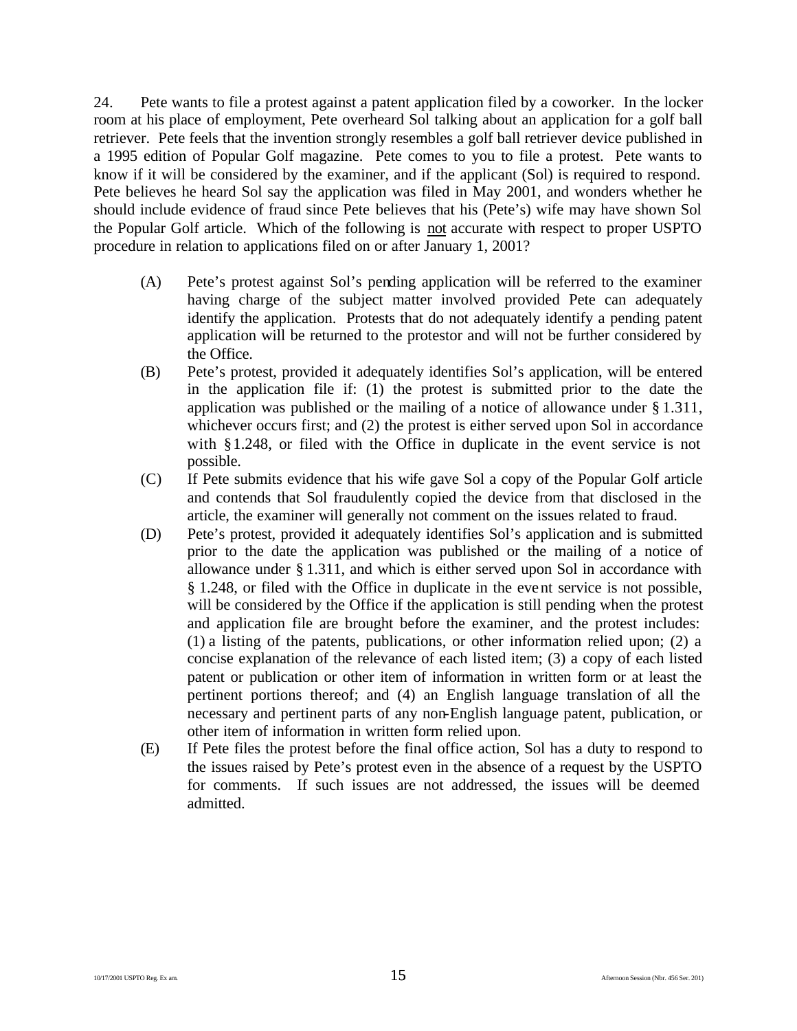24. Pete wants to file a protest against a patent application filed by a coworker. In the locker room at his place of employment, Pete overheard Sol talking about an application for a golf ball retriever. Pete feels that the invention strongly resembles a golf ball retriever device published in a 1995 edition of Popular Golf magazine. Pete comes to you to file a protest. Pete wants to know if it will be considered by the examiner, and if the applicant (Sol) is required to respond. Pete believes he heard Sol say the application was filed in May 2001, and wonders whether he should include evidence of fraud since Pete believes that his (Pete's) wife may have shown Sol the Popular Golf article. Which of the following is not accurate with respect to proper USPTO procedure in relation to applications filed on or after January 1, 2001?

(A) Pete's protest against Sol's pending application will be referred to the examiner having charge of the subject matter involved provided Pete can adequately identify the application. Protests that do not adequately identify a pending patent application will be returned to the protestor and will not be further considered by the Office.

(B) Pete's protest, provided it adequately identifies Sol's application, will be entered in the application file if: (1) the protest is submitted prior to the date the application was published or the mailing of a notice of allowance under § 1.311, whichever occurs first; and (2) the protest is either served upon Sol in accordance with § 1.248, or filed with the Office in duplicate in the event service is not possible.

(C) If Pete submits evidence that his wife gave Sol a copy of the Popular Golf article and contends that Sol fraudulently copied the device from that disclosed in the article, the examiner will generally not comment on the issues related to fraud.

(D) Pete's protest, provided it adequately identifies Sol's application and is submitted prior to the date the application was published or the mailing of a notice of allowance under § 1.311, and which is either served upon Sol in accordance with § 1.248, or filed with the Office in duplicate in the event service is not possible, will be considered by the Office if the application is still pending when the protest and application file are brought before the examiner, and the protest includes: (1) a listing of the patents, publications, or other information relied upon; (2) a concise explanation of the relevance of each listed item; (3) a copy of each listed patent or publication or other item of information in written form or at least the pertinent portions thereof; and (4) an English language translation of all the necessary and pertinent parts of any non-English language patent, publication, or other item of information in written form relied upon.

(E) If Pete files the protest before the final office action, Sol has a duty to respond to the issues raised by Pete's protest even in the absence of a request by the USPTO for comments. If such issues are not addressed, the issues will be deemed admitted.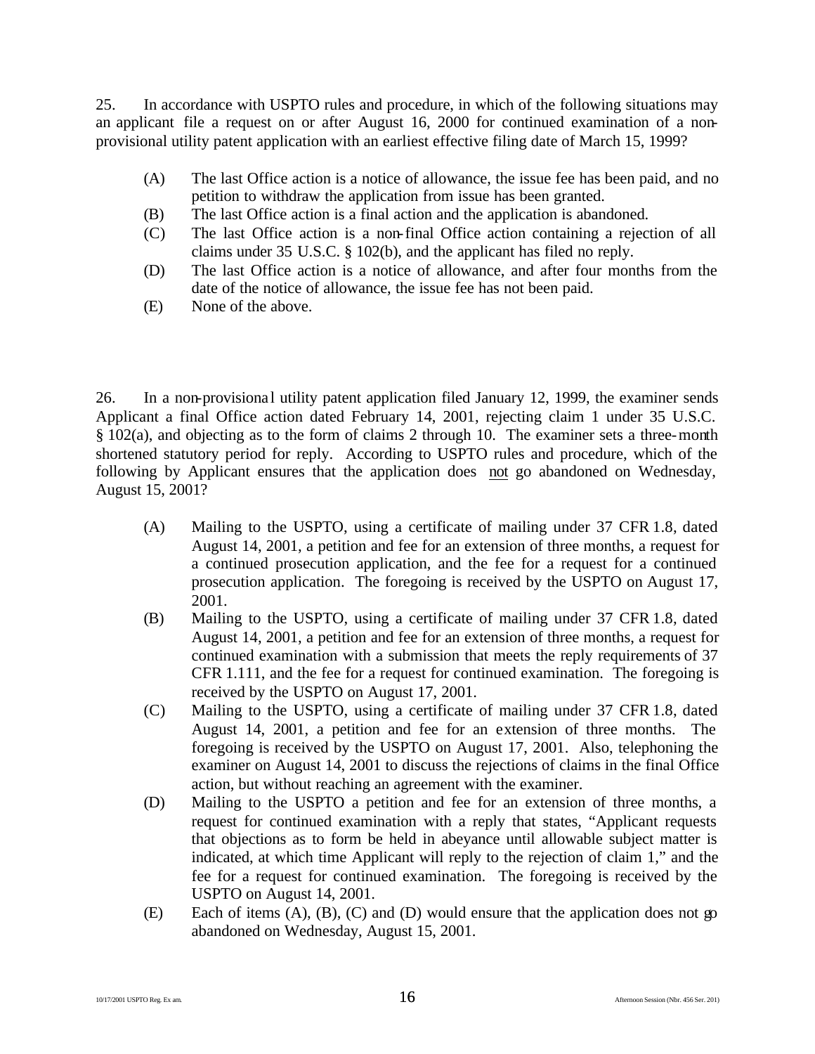25. In accordance with USPTO rules and procedure, in which of the following situations may an applicant file a request on or after August 16, 2000 for continued examination of a non-provisional utility patent application with an earliest effective filing date of March 15, 1999?

(A) The last Office action is a notice of allowance, the issue fee has been paid, and no petition to withdraw the application from issue has been granted.
(B) The last Office action is a final action and the application is abandoned.
(C) The last Office action is a non-final Office action containing a rejection of all claims under 35 U.S.C. § 102(b), and the applicant has filed no reply.
(D) The last Office action is a notice of allowance, and after four months from the date of the notice of allowance, the issue fee has not been paid.
(E) None of the above.

26. In a non-provisional utility patent application filed January 12, 1999, the examiner sends Applicant a final Office action dated February 14, 2001, rejecting claim 1 under 35 U.S.C. § 102(a), and objecting as to the form of claims 2 through 10. The examiner sets a three-month shortened statutory period for reply. According to USPTO rules and procedure, which of the following by Applicant ensures that the application does not go abandoned on Wednesday, August 15, 2001?

(A) Mailing to the USPTO, using a certificate of mailing under 37 CFR 1.8, dated August 14, 2001, a petition and fee for an extension of three months, a request for a continued prosecution application, and the fee for a request for a continued prosecution application. The foregoing is received by the USPTO on August 17, 2001.
(B) Mailing to the USPTO, using a certificate of mailing under 37 CFR 1.8, dated August 14, 2001, a petition and fee for an extension of three months, a request for continued examination with a submission that meets the reply requirements of 37 CFR 1.111, and the fee for a request for continued examination. The foregoing is received by the USPTO on August 17, 2001.
(C) Mailing to the USPTO, using a certificate of mailing under 37 CFR 1.8, dated August 14, 2001, a petition and fee for an extension of three months. The foregoing is received by the USPTO on August 17, 2001. Also, telephoning the examiner on August 14, 2001 to discuss the rejections of claims in the final Office action, but without reaching an agreement with the examiner.
(D) Mailing to the USPTO a petition and fee for an extension of three months, a request for continued examination with a reply that states, "Applicant requests that objections as to form be held in abeyance until allowable subject matter is indicated, at which time Applicant will reply to the rejection of claim 1," and the fee for a request for continued examination. The foregoing is received by the USPTO on August 14, 2001.
(E) Each of items (A), (B), (C) and (D) would ensure that the application does not go abandoned on Wednesday, August 15, 2001.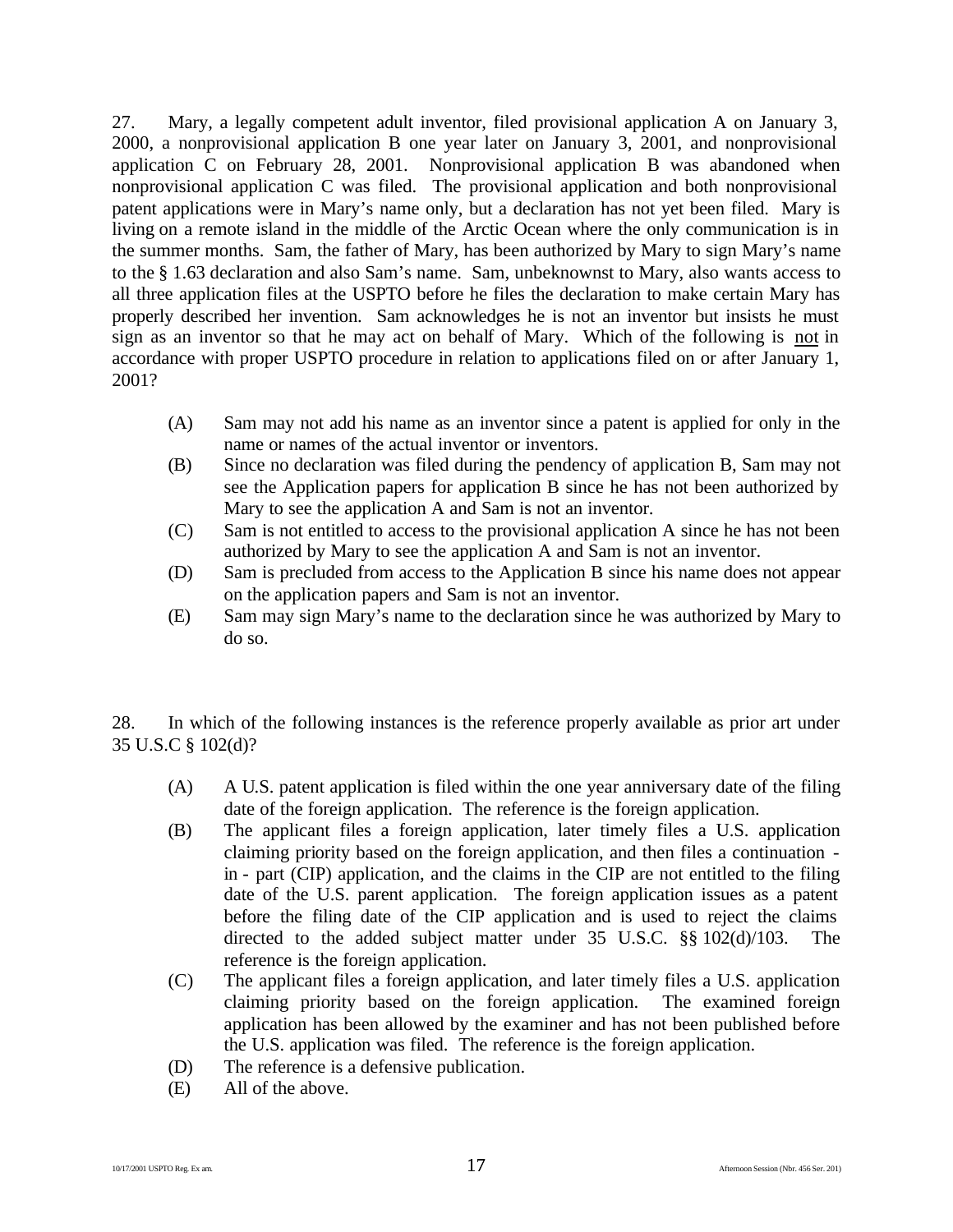27. Mary, a legally competent adult inventor, filed provisional application A on January 3, 2000, a nonprovisional application B one year later on January 3, 2001, and nonprovisional application C on February 28, 2001. Nonprovisional application B was abandoned when nonprovisional application C was filed. The provisional application and both nonprovisional patent applications were in Mary's name only, but a declaration has not yet been filed. Mary is living on a remote island in the middle of the Arctic Ocean where the only communication is in the summer months. Sam, the father of Mary, has been authorized by Mary to sign Mary's name to the § 1.63 declaration and also Sam's name. Sam, unbeknownst to Mary, also wants access to all three application files at the USPTO before he files the declaration to make certain Mary has properly described her invention. Sam acknowledges he is not an inventor but insists he must sign as an inventor so that he may act on behalf of Mary. Which of the following is <u>not</u> in accordance with proper USPTO procedure in relation to applications filed on or after January 1, 2001?

(A) Sam may not add his name as an inventor since a patent is applied for only in the name or names of the actual inventor or inventors.

(B) Since no declaration was filed during the pendency of application B, Sam may not see the Application papers for application B since he has not been authorized by Mary to see the application A and Sam is not an inventor.

(C) Sam is not entitled to access to the provisional application A since he has not been authorized by Mary to see the application A and Sam is not an inventor.

(D) Sam is precluded from access to the Application B since his name does not appear on the application papers and Sam is not an inventor.

(E) Sam may sign Mary's name to the declaration since he was authorized by Mary to do so.

28. In which of the following instances is the reference properly available as prior art under 35 U.S.C § 102(d)?

(A) A U.S. patent application is filed within the one year anniversary date of the filing date of the foreign application. The reference is the foreign application.

(B) The applicant files a foreign application, later timely files a U.S. application claiming priority based on the foreign application, and then files a continuation - in - part (CIP) application, and the claims in the CIP are not entitled to the filing date of the U.S. parent application. The foreign application issues as a patent before the filing date of the CIP application and is used to reject the claims directed to the added subject matter under 35 U.S.C. §§ 102(d)/103. The reference is the foreign application.

(C) The applicant files a foreign application, and later timely files a U.S. application claiming priority based on the foreign application. The examined foreign application has been allowed by the examiner and has not been published before the U.S. application was filed. The reference is the foreign application.

(D) The reference is a defensive publication.

(E) All of the above.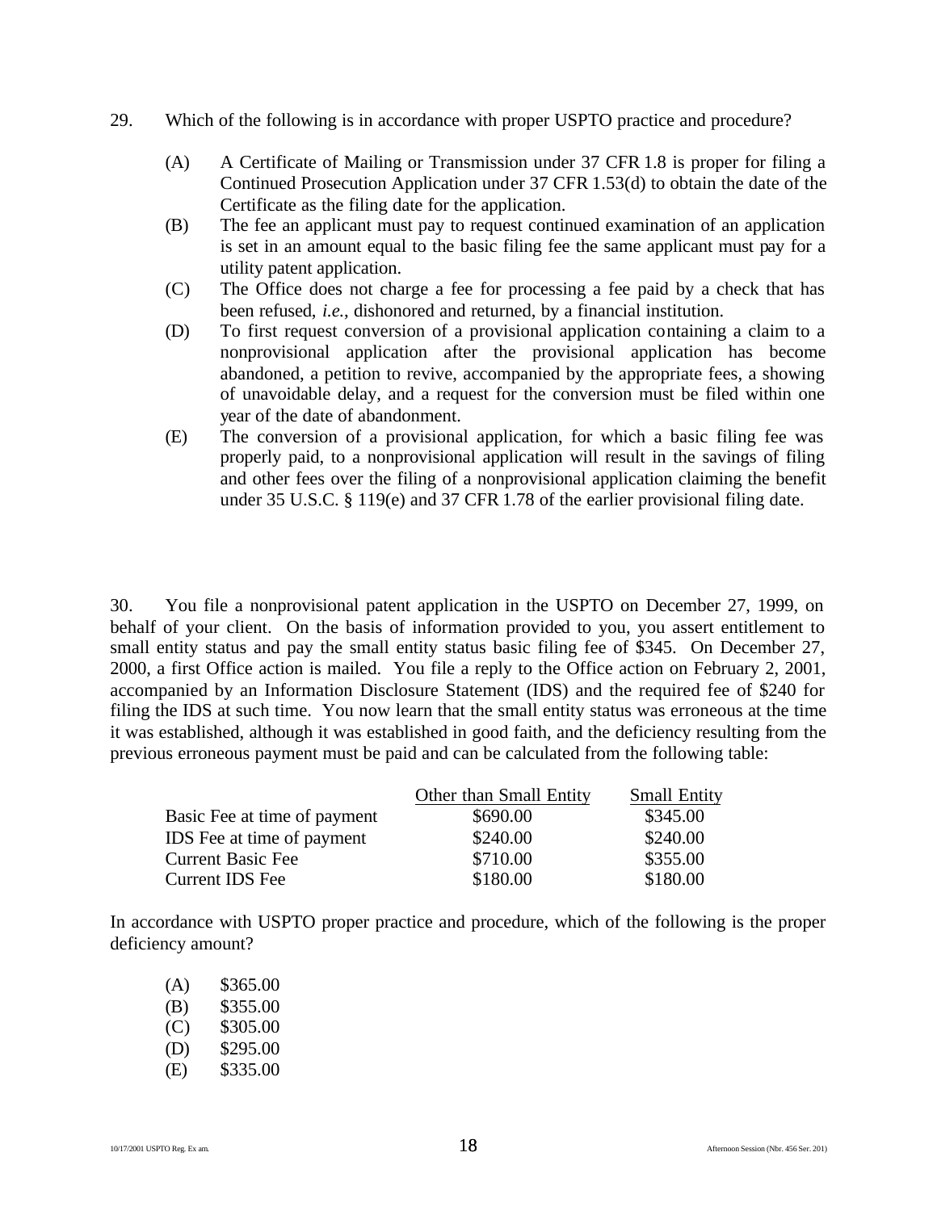29. Which of the following is in accordance with proper USPTO practice and procedure?

(A) A Certificate of Mailing or Transmission under 37 CFR 1.8 is proper for filing a Continued Prosecution Application under 37 CFR 1.53(d) to obtain the date of the Certificate as the filing date for the application.
(B) The fee an applicant must pay to request continued examination of an application is set in an amount equal to the basic filing fee the same applicant must pay for a utility patent application.
(C) The Office does not charge a fee for processing a fee paid by a check that has been refused, *i.e.*, dishonored and returned, by a financial institution.
(D) To first request conversion of a provisional application containing a claim to a nonprovisional application after the provisional application has become abandoned, a petition to revive, accompanied by the appropriate fees, a showing of unavoidable delay, and a request for the conversion must be filed within one year of the date of abandonment.
(E) The conversion of a provisional application, for which a basic filing fee was properly paid, to a nonprovisional application will result in the savings of filing and other fees over the filing of a nonprovisional application claiming the benefit under 35 U.S.C. § 119(e) and 37 CFR 1.78 of the earlier provisional filing date.

30. You file a nonprovisional patent application in the USPTO on December 27, 1999, on behalf of your client. On the basis of information provided to you, you assert entitlement to small entity status and pay the small entity status basic filing fee of $345. On December 27, 2000, a first Office action is mailed. You file a reply to the Office action on February 2, 2001, accompanied by an Information Disclosure Statement (IDS) and the required fee of $240 for filing the IDS at such time. You now learn that the small entity status was erroneous at the time it was established, although it was established in good faith, and the deficiency resulting from the previous erroneous payment must be paid and can be calculated from the following table:

| | Other than Small Entity | Small Entity |
|---|---|---|
| Basic Fee at time of payment | $690.00 | $345.00 |
| IDS Fee at time of payment | $240.00 | $240.00 |
| Current Basic Fee | $710.00 | $355.00 |
| Current IDS Fee | $180.00 | $180.00 |

In accordance with USPTO proper practice and procedure, which of the following is the proper deficiency amount?

(A) $365.00
(B) $355.00
(C) $305.00
(D) $295.00
(E) $335.00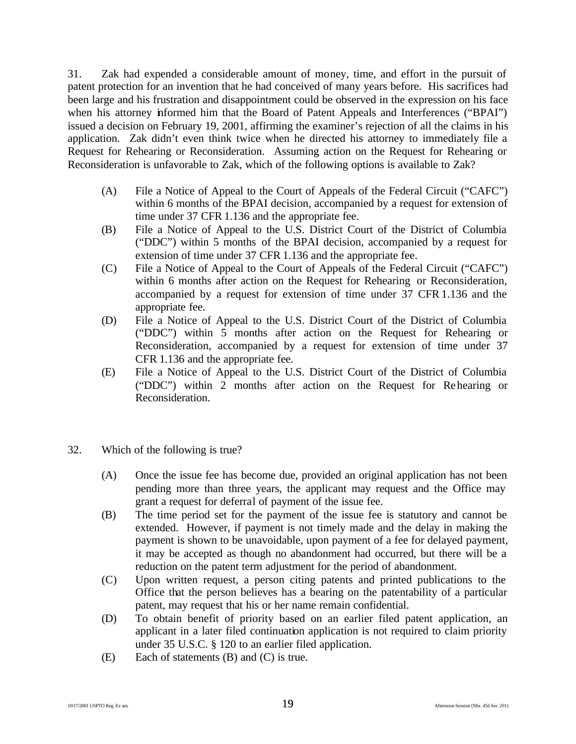31. Zak had expended a considerable amount of money, time, and effort in the pursuit of patent protection for an invention that he had conceived of many years before. His sacrifices had been large and his frustration and disappointment could be observed in the expression on his face when his attorney informed him that the Board of Patent Appeals and Interferences ("BPAI") issued a decision on February 19, 2001, affirming the examiner's rejection of all the claims in his application. Zak didn't even think twice when he directed his attorney to immediately file a Request for Rehearing or Reconsideration. Assuming action on the Request for Rehearing or Reconsideration is unfavorable to Zak, which of the following options is available to Zak?

(A) File a Notice of Appeal to the Court of Appeals of the Federal Circuit ("CAFC") within 6 months of the BPAI decision, accompanied by a request for extension of time under 37 CFR 1.136 and the appropriate fee.

(B) File a Notice of Appeal to the U.S. District Court of the District of Columbia ("DDC") within 5 months of the BPAI decision, accompanied by a request for extension of time under 37 CFR 1.136 and the appropriate fee.

(C) File a Notice of Appeal to the Court of Appeals of the Federal Circuit ("CAFC") within 6 months after action on the Request for Rehearing or Reconsideration, accompanied by a request for extension of time under 37 CFR 1.136 and the appropriate fee.

(D) File a Notice of Appeal to the U.S. District Court of the District of Columbia ("DDC") within 5 months after action on the Request for Rehearing or Reconsideration, accompanied by a request for extension of time under 37 CFR 1.136 and the appropriate fee.

(E) File a Notice of Appeal to the U.S. District Court of the District of Columbia ("DDC") within 2 months after action on the Request for Rehearing or Reconsideration.

32. Which of the following is true?

(A) Once the issue fee has become due, provided an original application has not been pending more than three years, the applicant may request and the Office may grant a request for deferral of payment of the issue fee.

(B) The time period set for the payment of the issue fee is statutory and cannot be extended. However, if payment is not timely made and the delay in making the payment is shown to be unavoidable, upon payment of a fee for delayed payment, it may be accepted as though no abandonment had occurred, but there will be a reduction on the patent term adjustment for the period of abandonment.

(C) Upon written request, a person citing patents and printed publications to the Office that the person believes has a bearing on the patentability of a particular patent, may request that his or her name remain confidential.

(D) To obtain benefit of priority based on an earlier filed patent application, an applicant in a later filed continuation application is not required to claim priority under 35 U.S.C. § 120 to an earlier filed application.

(E) Each of statements (B) and (C) is true.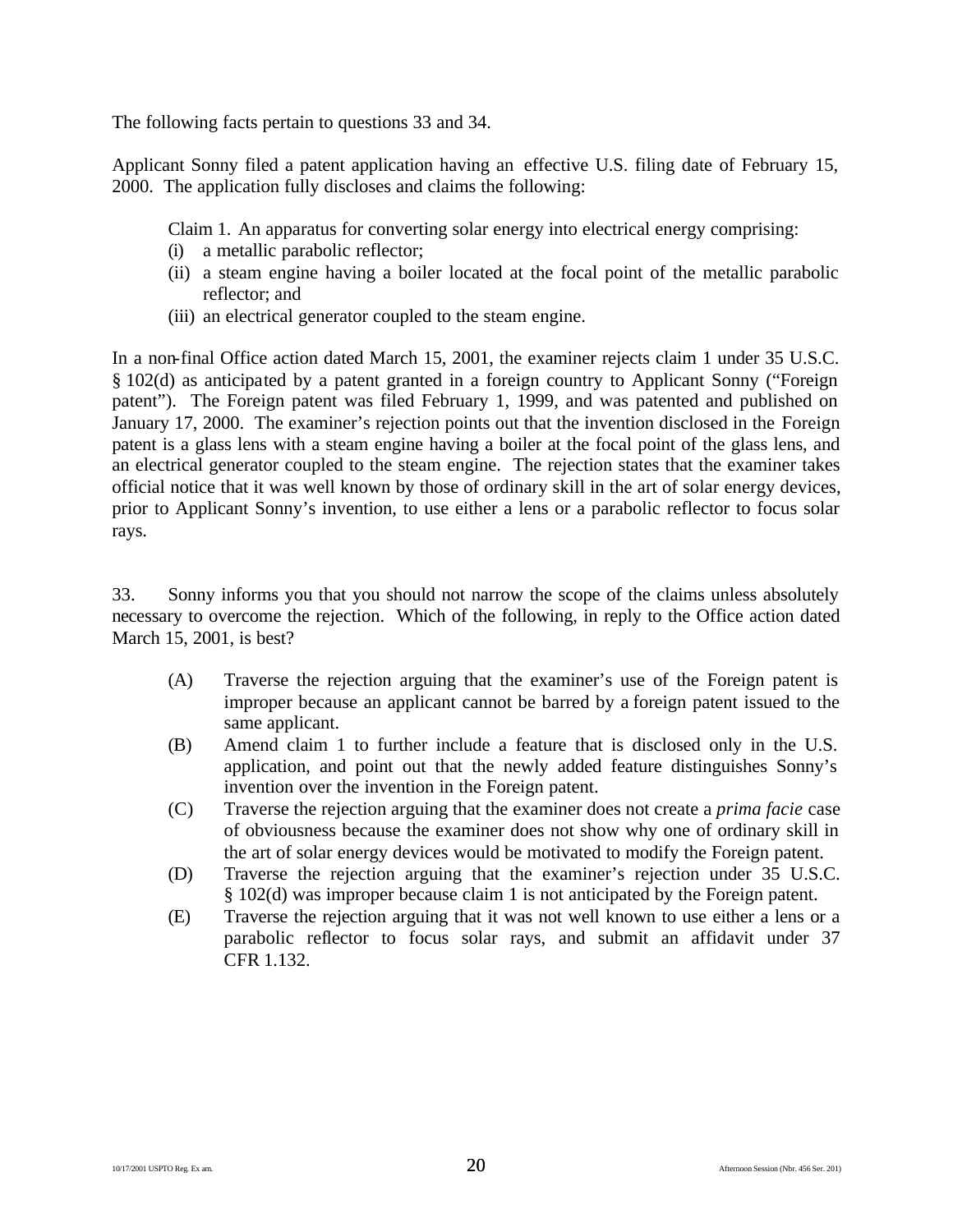The following facts pertain to questions 33 and 34.

Applicant Sonny filed a patent application having an effective U.S. filing date of February 15, 2000. The application fully discloses and claims the following:

Claim 1. An apparatus for converting solar energy into electrical energy comprising:

(i) a metallic parabolic reflector;
(ii) a steam engine having a boiler located at the focal point of the metallic parabolic reflector; and
(iii) an electrical generator coupled to the steam engine.

In a non-final Office action dated March 15, 2001, the examiner rejects claim 1 under 35 U.S.C. § 102(d) as anticipated by a patent granted in a foreign country to Applicant Sonny ("Foreign patent"). The Foreign patent was filed February 1, 1999, and was patented and published on January 17, 2000. The examiner's rejection points out that the invention disclosed in the Foreign patent is a glass lens with a steam engine having a boiler at the focal point of the glass lens, and an electrical generator coupled to the steam engine. The rejection states that the examiner takes official notice that it was well known by those of ordinary skill in the art of solar energy devices, prior to Applicant Sonny's invention, to use either a lens or a parabolic reflector to focus solar rays.

33. Sonny informs you that you should not narrow the scope of the claims unless absolutely necessary to overcome the rejection. Which of the following, in reply to the Office action dated March 15, 2001, is best?

(A) Traverse the rejection arguing that the examiner's use of the Foreign patent is improper because an applicant cannot be barred by a foreign patent issued to the same applicant.

(B) Amend claim 1 to further include a feature that is disclosed only in the U.S. application, and point out that the newly added feature distinguishes Sonny's invention over the invention in the Foreign patent.

(C) Traverse the rejection arguing that the examiner does not create a *prima facie* case of obviousness because the examiner does not show why one of ordinary skill in the art of solar energy devices would be motivated to modify the Foreign patent.

(D) Traverse the rejection arguing that the examiner's rejection under 35 U.S.C. § 102(d) was improper because claim 1 is not anticipated by the Foreign patent.

(E) Traverse the rejection arguing that it was not well known to use either a lens or a parabolic reflector to focus solar rays, and submit an affidavit under 37 CFR 1.132.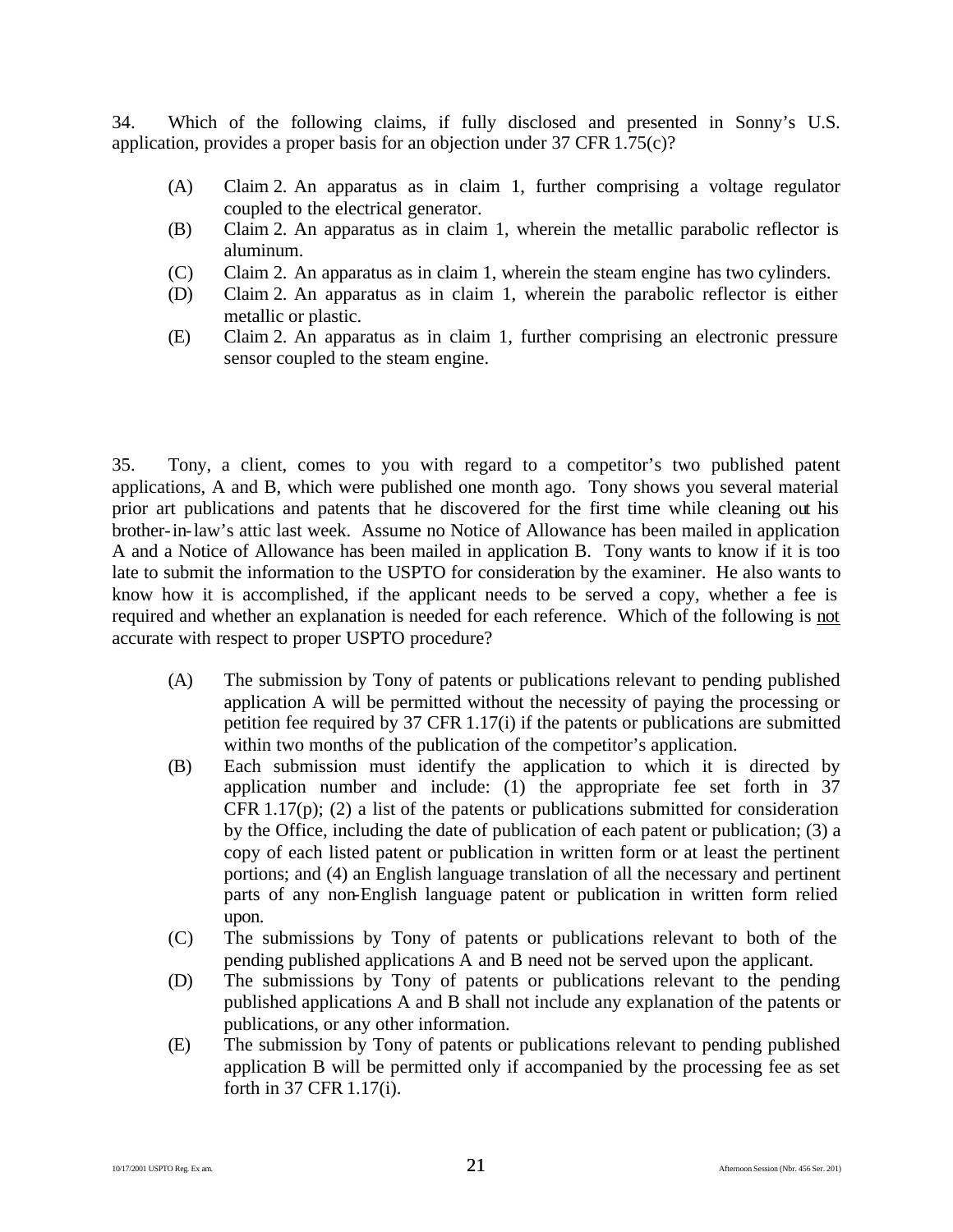34. Which of the following claims, if fully disclosed and presented in Sonny's U.S. application, provides a proper basis for an objection under 37 CFR 1.75(c)?

(A) Claim 2. An apparatus as in claim 1, further comprising a voltage regulator coupled to the electrical generator.
(B) Claim 2. An apparatus as in claim 1, wherein the metallic parabolic reflector is aluminum.
(C) Claim 2. An apparatus as in claim 1, wherein the steam engine has two cylinders.
(D) Claim 2. An apparatus as in claim 1, wherein the parabolic reflector is either metallic or plastic.
(E) Claim 2. An apparatus as in claim 1, further comprising an electronic pressure sensor coupled to the steam engine.

35. Tony, a client, comes to you with regard to a competitor's two published patent applications, A and B, which were published one month ago. Tony shows you several material prior art publications and patents that he discovered for the first time while cleaning out his brother-in-law's attic last week. Assume no Notice of Allowance has been mailed in application A and a Notice of Allowance has been mailed in application B. Tony wants to know if it is too late to submit the information to the USPTO for consideration by the examiner. He also wants to know how it is accomplished, if the applicant needs to be served a copy, whether a fee is required and whether an explanation is needed for each reference. Which of the following is not accurate with respect to proper USPTO procedure?

(A) The submission by Tony of patents or publications relevant to pending published application A will be permitted without the necessity of paying the processing or petition fee required by 37 CFR 1.17(i) if the patents or publications are submitted within two months of the publication of the competitor's application.
(B) Each submission must identify the application to which it is directed by application number and include: (1) the appropriate fee set forth in 37 CFR 1.17(p); (2) a list of the patents or publications submitted for consideration by the Office, including the date of publication of each patent or publication; (3) a copy of each listed patent or publication in written form or at least the pertinent portions; and (4) an English language translation of all the necessary and pertinent parts of any non-English language patent or publication in written form relied upon.
(C) The submissions by Tony of patents or publications relevant to both of the pending published applications A and B need not be served upon the applicant.
(D) The submissions by Tony of patents or publications relevant to the pending published applications A and B shall not include any explanation of the patents or publications, or any other information.
(E) The submission by Tony of patents or publications relevant to pending published application B will be permitted only if accompanied by the processing fee as set forth in 37 CFR 1.17(i).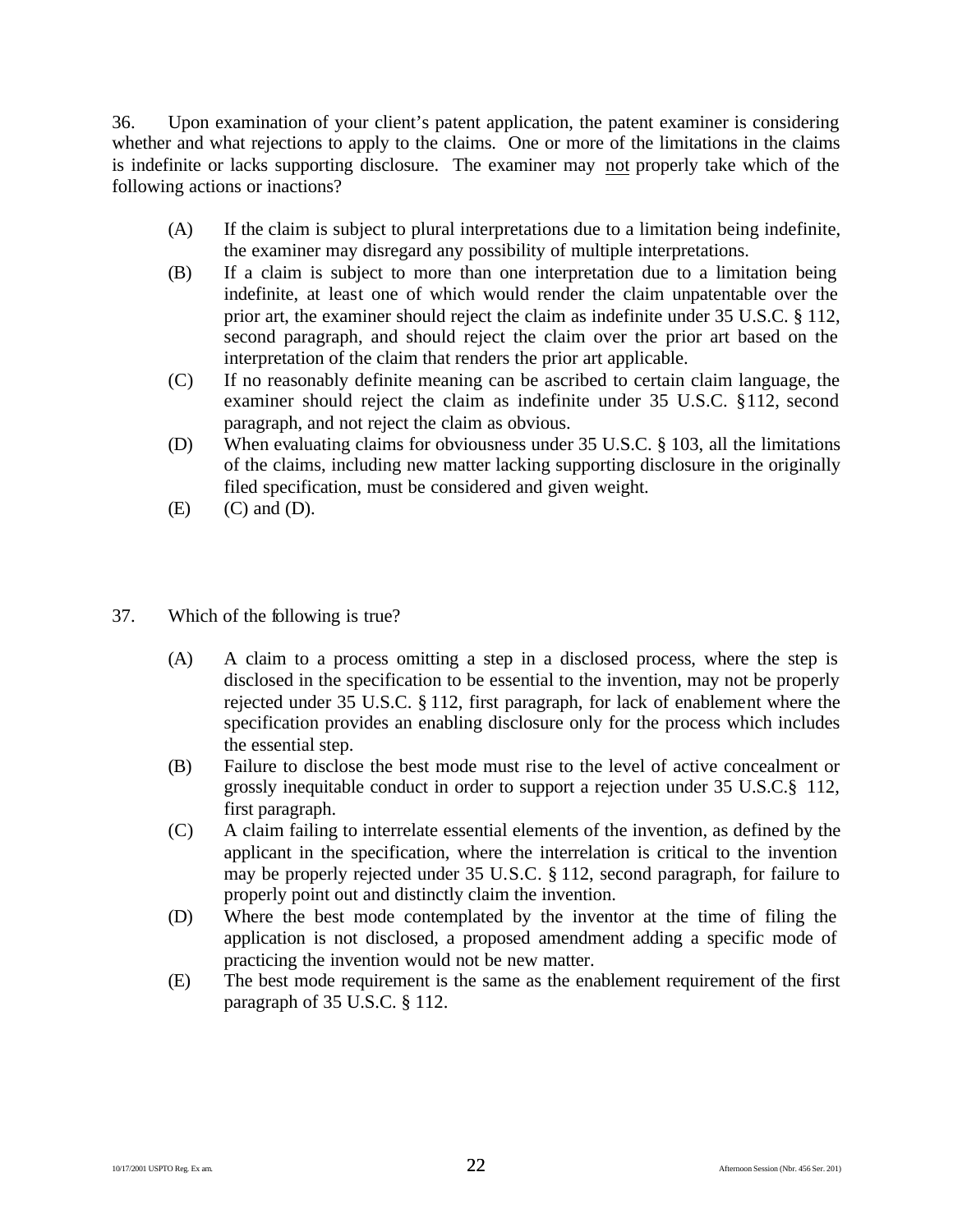36. Upon examination of your client's patent application, the patent examiner is considering whether and what rejections to apply to the claims. One or more of the limitations in the claims is indefinite or lacks supporting disclosure. The examiner may not properly take which of the following actions or inactions?

(A) If the claim is subject to plural interpretations due to a limitation being indefinite, the examiner may disregard any possibility of multiple interpretations.

(B) If a claim is subject to more than one interpretation due to a limitation being indefinite, at least one of which would render the claim unpatentable over the prior art, the examiner should reject the claim as indefinite under 35 U.S.C. § 112, second paragraph, and should reject the claim over the prior art based on the interpretation of the claim that renders the prior art applicable.

(C) If no reasonably definite meaning can be ascribed to certain claim language, the examiner should reject the claim as indefinite under 35 U.S.C. §112, second paragraph, and not reject the claim as obvious.

(D) When evaluating claims for obviousness under 35 U.S.C. § 103, all the limitations of the claims, including new matter lacking supporting disclosure in the originally filed specification, must be considered and given weight.

(E) (C) and (D).

37. Which of the following is true?

(A) A claim to a process omitting a step in a disclosed process, where the step is disclosed in the specification to be essential to the invention, may not be properly rejected under 35 U.S.C. § 112, first paragraph, for lack of enablement where the specification provides an enabling disclosure only for the process which includes the essential step.

(B) Failure to disclose the best mode must rise to the level of active concealment or grossly inequitable conduct in order to support a rejection under 35 U.S.C.§ 112, first paragraph.

(C) A claim failing to interrelate essential elements of the invention, as defined by the applicant in the specification, where the interrelation is critical to the invention may be properly rejected under 35 U.S.C. § 112, second paragraph, for failure to properly point out and distinctly claim the invention.

(D) Where the best mode contemplated by the inventor at the time of filing the application is not disclosed, a proposed amendment adding a specific mode of practicing the invention would not be new matter.

(E) The best mode requirement is the same as the enablement requirement of the first paragraph of 35 U.S.C. § 112.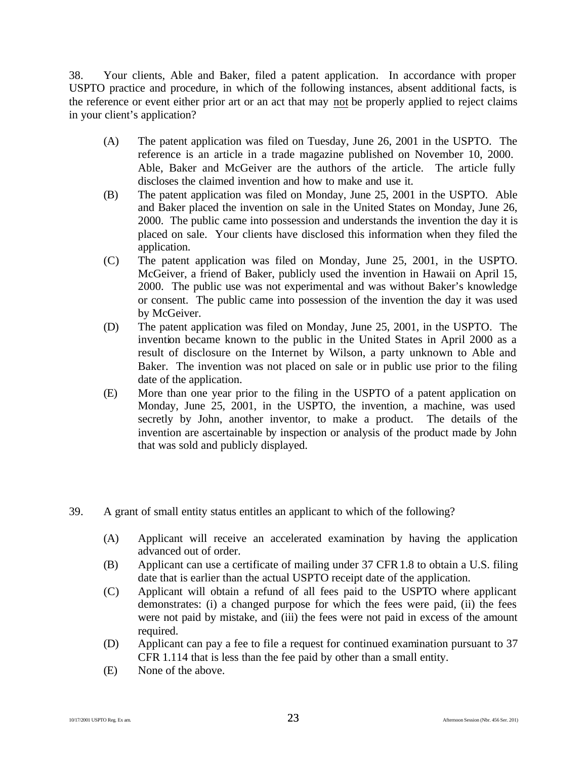38. Your clients, Able and Baker, filed a patent application. In accordance with proper USPTO practice and procedure, in which of the following instances, absent additional facts, is the reference or event either prior art or an act that may not be properly applied to reject claims in your client's application?

(A) The patent application was filed on Tuesday, June 26, 2001 in the USPTO. The reference is an article in a trade magazine published on November 10, 2000. Able, Baker and McGeiver are the authors of the article. The article fully discloses the claimed invention and how to make and use it.

(B) The patent application was filed on Monday, June 25, 2001 in the USPTO. Able and Baker placed the invention on sale in the United States on Monday, June 26, 2000. The public came into possession and understands the invention the day it is placed on sale. Your clients have disclosed this information when they filed the application.

(C) The patent application was filed on Monday, June 25, 2001, in the USPTO. McGeiver, a friend of Baker, publicly used the invention in Hawaii on April 15, 2000. The public use was not experimental and was without Baker's knowledge or consent. The public came into possession of the invention the day it was used by McGeiver.

(D) The patent application was filed on Monday, June 25, 2001, in the USPTO. The invention became known to the public in the United States in April 2000 as a result of disclosure on the Internet by Wilson, a party unknown to Able and Baker. The invention was not placed on sale or in public use prior to the filing date of the application.

(E) More than one year prior to the filing in the USPTO of a patent application on Monday, June 25, 2001, in the USPTO, the invention, a machine, was used secretly by John, another inventor, to make a product. The details of the invention are ascertainable by inspection or analysis of the product made by John that was sold and publicly displayed.

39. A grant of small entity status entitles an applicant to which of the following?

(A) Applicant will receive an accelerated examination by having the application advanced out of order.

(B) Applicant can use a certificate of mailing under 37 CFR 1.8 to obtain a U.S. filing date that is earlier than the actual USPTO receipt date of the application.

(C) Applicant will obtain a refund of all fees paid to the USPTO where applicant demonstrates: (i) a changed purpose for which the fees were paid, (ii) the fees were not paid by mistake, and (iii) the fees were not paid in excess of the amount required.

(D) Applicant can pay a fee to file a request for continued examination pursuant to 37 CFR 1.114 that is less than the fee paid by other than a small entity.

(E) None of the above.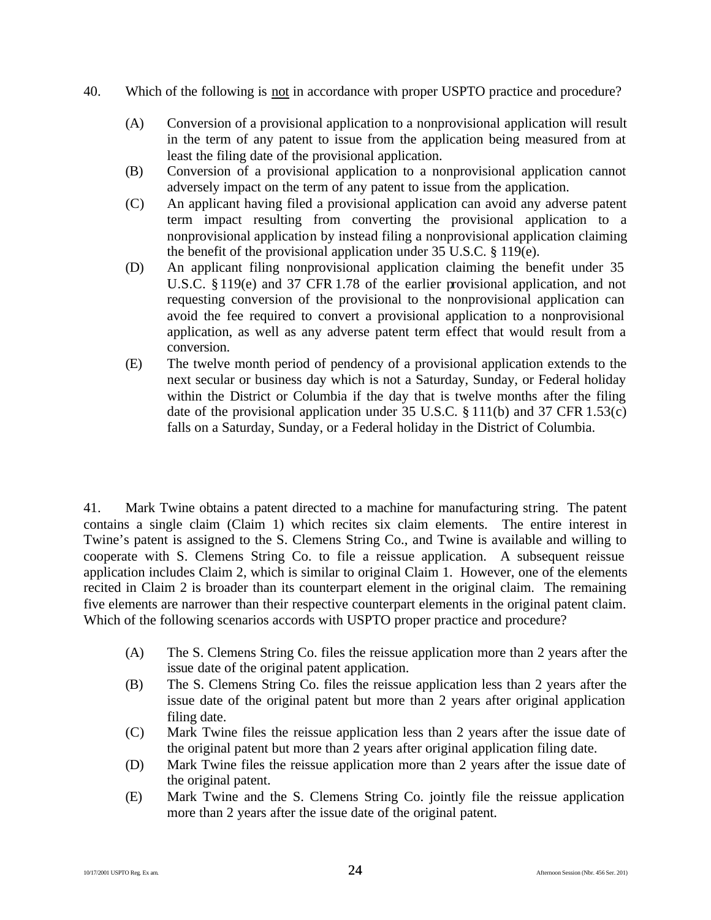40. Which of the following is not in accordance with proper USPTO practice and procedure?

(A) Conversion of a provisional application to a nonprovisional application will result in the term of any patent to issue from the application being measured from at least the filing date of the provisional application.

(B) Conversion of a provisional application to a nonprovisional application cannot adversely impact on the term of any patent to issue from the application.

(C) An applicant having filed a provisional application can avoid any adverse patent term impact resulting from converting the provisional application to a nonprovisional application by instead filing a nonprovisional application claiming the benefit of the provisional application under 35 U.S.C. § 119(e).

(D) An applicant filing nonprovisional application claiming the benefit under 35 U.S.C. § 119(e) and 37 CFR 1.78 of the earlier provisional application, and not requesting conversion of the provisional to the nonprovisional application can avoid the fee required to convert a provisional application to a nonprovisional application, as well as any adverse patent term effect that would result from a conversion.

(E) The twelve month period of pendency of a provisional application extends to the next secular or business day which is not a Saturday, Sunday, or Federal holiday within the District or Columbia if the day that is twelve months after the filing date of the provisional application under 35 U.S.C. § 111(b) and 37 CFR 1.53(c) falls on a Saturday, Sunday, or a Federal holiday in the District of Columbia.

41. Mark Twine obtains a patent directed to a machine for manufacturing string. The patent contains a single claim (Claim 1) which recites six claim elements. The entire interest in Twine's patent is assigned to the S. Clemens String Co., and Twine is available and willing to cooperate with S. Clemens String Co. to file a reissue application. A subsequent reissue application includes Claim 2, which is similar to original Claim 1. However, one of the elements recited in Claim 2 is broader than its counterpart element in the original claim. The remaining five elements are narrower than their respective counterpart elements in the original patent claim. Which of the following scenarios accords with USPTO proper practice and procedure?

(A) The S. Clemens String Co. files the reissue application more than 2 years after the issue date of the original patent application.

(B) The S. Clemens String Co. files the reissue application less than 2 years after the issue date of the original patent but more than 2 years after original application filing date.

(C) Mark Twine files the reissue application less than 2 years after the issue date of the original patent but more than 2 years after original application filing date.

(D) Mark Twine files the reissue application more than 2 years after the issue date of the original patent.

(E) Mark Twine and the S. Clemens String Co. jointly file the reissue application more than 2 years after the issue date of the original patent.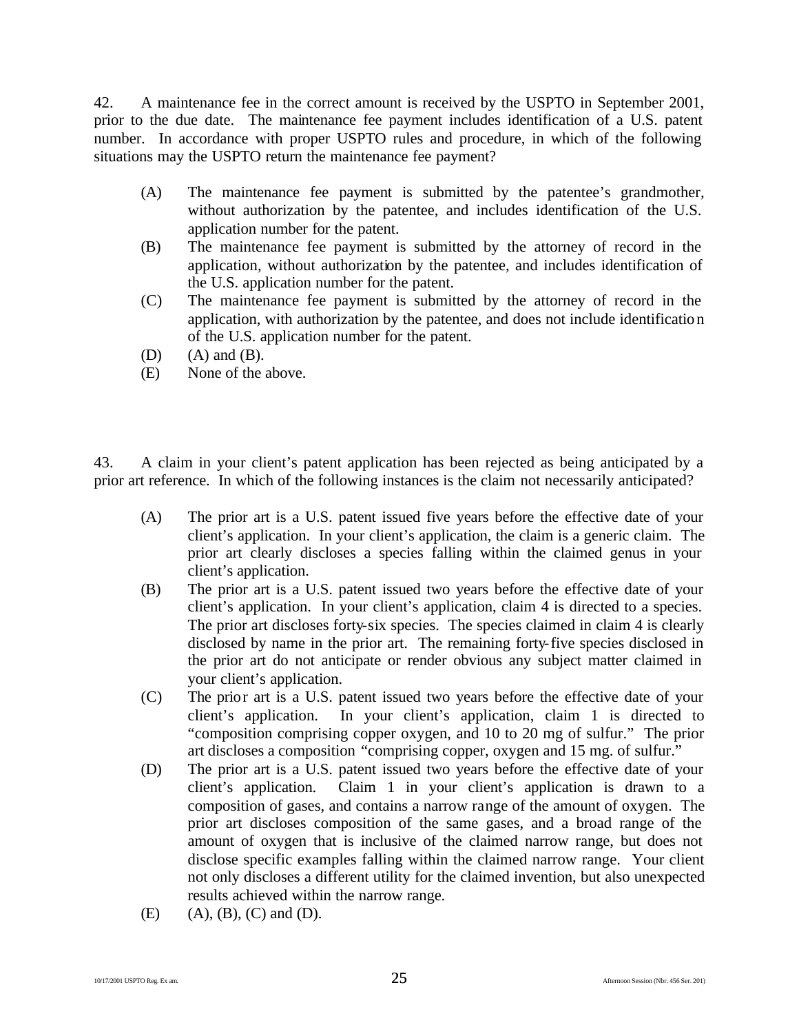42. A maintenance fee in the correct amount is received by the USPTO in September 2001, prior to the due date. The maintenance fee payment includes identification of a U.S. patent number. In accordance with proper USPTO rules and procedure, in which of the following situations may the USPTO return the maintenance fee payment?

(A) The maintenance fee payment is submitted by the patentee's grandmother, without authorization by the patentee, and includes identification of the U.S. application number for the patent.
(B) The maintenance fee payment is submitted by the attorney of record in the application, without authorization by the patentee, and includes identification of the U.S. application number for the patent.
(C) The maintenance fee payment is submitted by the attorney of record in the application, with authorization by the patentee, and does not include identification of the U.S. application number for the patent.
(D) (A) and (B).
(E) None of the above.

43. A claim in your client's patent application has been rejected as being anticipated by a prior art reference. In which of the following instances is the claim not necessarily anticipated?

(A) The prior art is a U.S. patent issued five years before the effective date of your client's application. In your client's application, the claim is a generic claim. The prior art clearly discloses a species falling within the claimed genus in your client's application.
(B) The prior art is a U.S. patent issued two years before the effective date of your client's application. In your client's application, claim 4 is directed to a species. The prior art discloses forty-six species. The species claimed in claim 4 is clearly disclosed by name in the prior art. The remaining forty-five species disclosed in the prior art do not anticipate or render obvious any subject matter claimed in your client's application.
(C) The prior art is a U.S. patent issued two years before the effective date of your client's application. In your client's application, claim 1 is directed to "composition comprising copper oxygen, and 10 to 20 mg of sulfur." The prior art discloses a composition "comprising copper, oxygen and 15 mg. of sulfur."
(D) The prior art is a U.S. patent issued two years before the effective date of your client's application. Claim 1 in your client's application is drawn to a composition of gases, and contains a narrow range of the amount of oxygen. The prior art discloses composition of the same gases, and a broad range of the amount of oxygen that is inclusive of the claimed narrow range, but does not disclose specific examples falling within the claimed narrow range. Your client not only discloses a different utility for the claimed invention, but also unexpected results achieved within the narrow range.
(E) (A), (B), (C) and (D).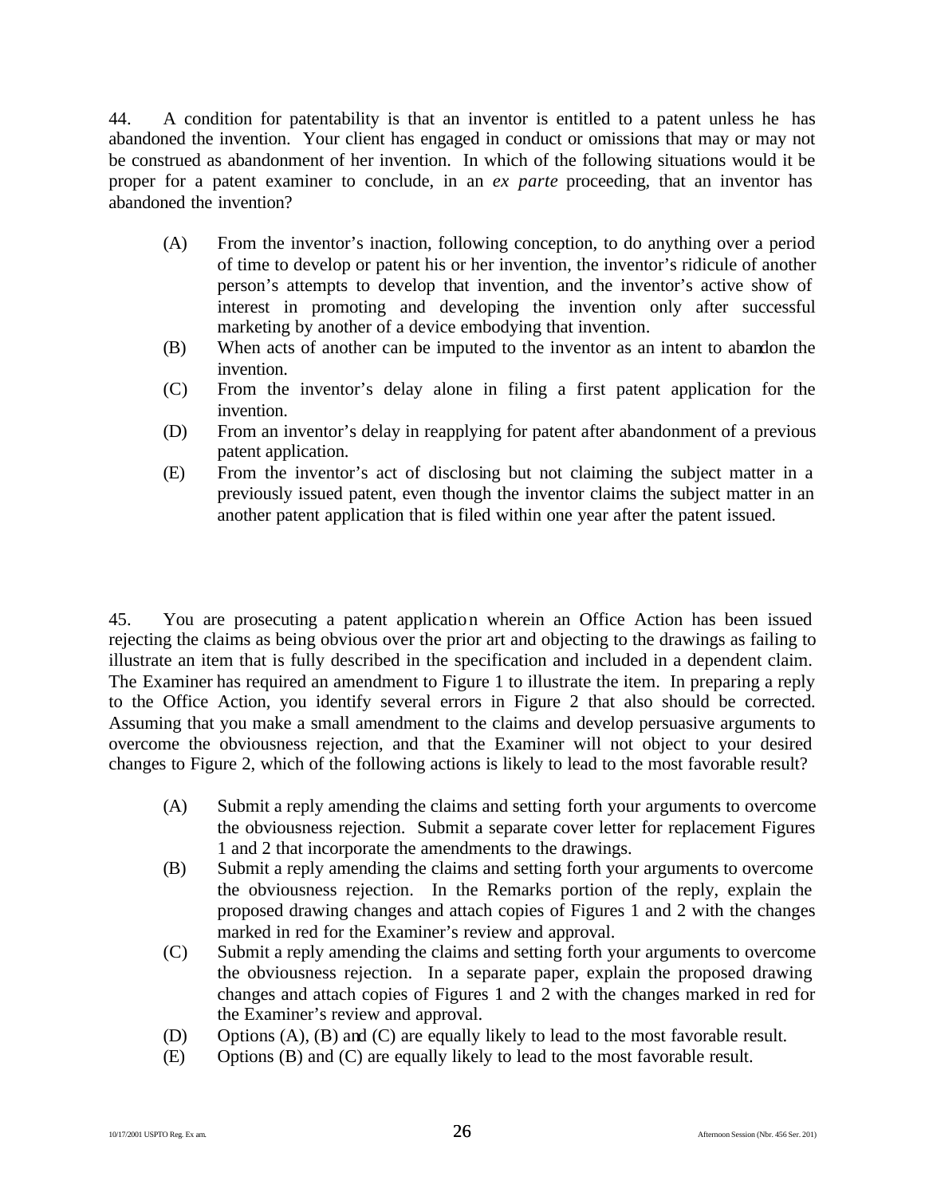44. A condition for patentability is that an inventor is entitled to a patent unless he has abandoned the invention. Your client has engaged in conduct or omissions that may or may not be construed as abandonment of her invention. In which of the following situations would it be proper for a patent examiner to conclude, in an *ex parte* proceeding, that an inventor has abandoned the invention?

(A) From the inventor's inaction, following conception, to do anything over a period of time to develop or patent his or her invention, the inventor's ridicule of another person's attempts to develop that invention, and the inventor's active show of interest in promoting and developing the invention only after successful marketing by another of a device embodying that invention.

(B) When acts of another can be imputed to the inventor as an intent to abandon the invention.

(C) From the inventor's delay alone in filing a first patent application for the invention.

(D) From an inventor's delay in reapplying for patent after abandonment of a previous patent application.

(E) From the inventor's act of disclosing but not claiming the subject matter in a previously issued patent, even though the inventor claims the subject matter in an another patent application that is filed within one year after the patent issued.

45. You are prosecuting a patent application wherein an Office Action has been issued rejecting the claims as being obvious over the prior art and objecting to the drawings as failing to illustrate an item that is fully described in the specification and included in a dependent claim. The Examiner has required an amendment to Figure 1 to illustrate the item. In preparing a reply to the Office Action, you identify several errors in Figure 2 that also should be corrected. Assuming that you make a small amendment to the claims and develop persuasive arguments to overcome the obviousness rejection, and that the Examiner will not object to your desired changes to Figure 2, which of the following actions is likely to lead to the most favorable result?

(A) Submit a reply amending the claims and setting forth your arguments to overcome the obviousness rejection. Submit a separate cover letter for replacement Figures 1 and 2 that incorporate the amendments to the drawings.

(B) Submit a reply amending the claims and setting forth your arguments to overcome the obviousness rejection. In the Remarks portion of the reply, explain the proposed drawing changes and attach copies of Figures 1 and 2 with the changes marked in red for the Examiner's review and approval.

(C) Submit a reply amending the claims and setting forth your arguments to overcome the obviousness rejection. In a separate paper, explain the proposed drawing changes and attach copies of Figures 1 and 2 with the changes marked in red for the Examiner's review and approval.

(D) Options (A), (B) and (C) are equally likely to lead to the most favorable result.

(E) Options (B) and (C) are equally likely to lead to the most favorable result.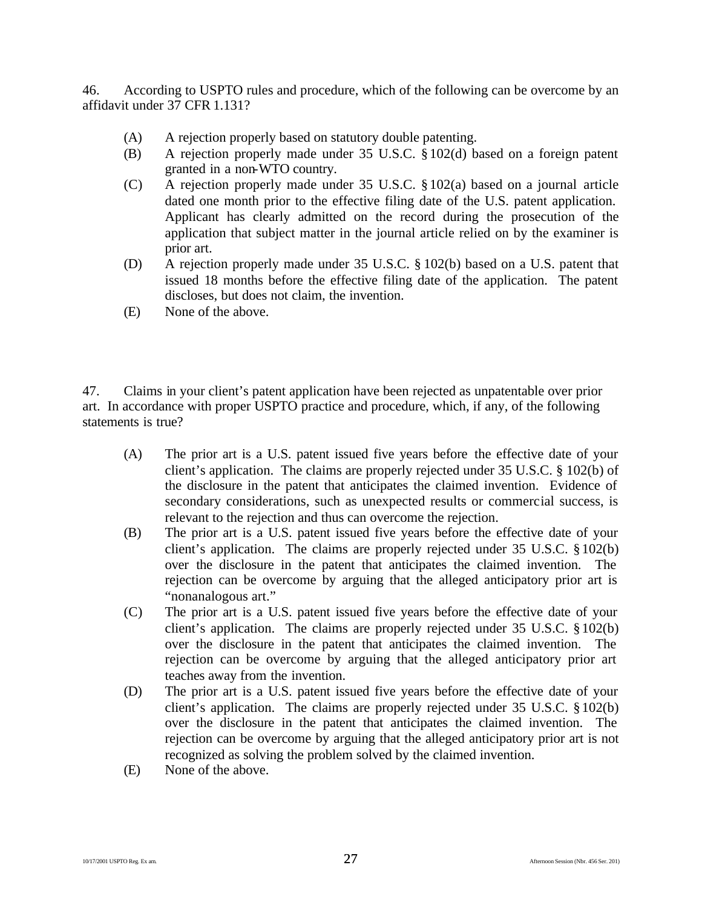46. According to USPTO rules and procedure, which of the following can be overcome by an affidavit under 37 CFR 1.131?

(A) A rejection properly based on statutory double patenting.
(B) A rejection properly made under 35 U.S.C. § 102(d) based on a foreign patent granted in a non-WTO country.
(C) A rejection properly made under 35 U.S.C. § 102(a) based on a journal article dated one month prior to the effective filing date of the U.S. patent application. Applicant has clearly admitted on the record during the prosecution of the application that subject matter in the journal article relied on by the examiner is prior art.
(D) A rejection properly made under 35 U.S.C. § 102(b) based on a U.S. patent that issued 18 months before the effective filing date of the application. The patent discloses, but does not claim, the invention.
(E) None of the above.

47. Claims in your client's patent application have been rejected as unpatentable over prior art. In accordance with proper USPTO practice and procedure, which, if any, of the following statements is true?

(A) The prior art is a U.S. patent issued five years before the effective date of your client's application. The claims are properly rejected under 35 U.S.C. § 102(b) of the disclosure in the patent that anticipates the claimed invention. Evidence of secondary considerations, such as unexpected results or commercial success, is relevant to the rejection and thus can overcome the rejection.
(B) The prior art is a U.S. patent issued five years before the effective date of your client's application. The claims are properly rejected under 35 U.S.C. § 102(b) over the disclosure in the patent that anticipates the claimed invention. The rejection can be overcome by arguing that the alleged anticipatory prior art is "nonanalogous art."
(C) The prior art is a U.S. patent issued five years before the effective date of your client's application. The claims are properly rejected under 35 U.S.C. § 102(b) over the disclosure in the patent that anticipates the claimed invention. The rejection can be overcome by arguing that the alleged anticipatory prior art teaches away from the invention.
(D) The prior art is a U.S. patent issued five years before the effective date of your client's application. The claims are properly rejected under 35 U.S.C. § 102(b) over the disclosure in the patent that anticipates the claimed invention. The rejection can be overcome by arguing that the alleged anticipatory prior art is not recognized as solving the problem solved by the claimed invention.
(E) None of the above.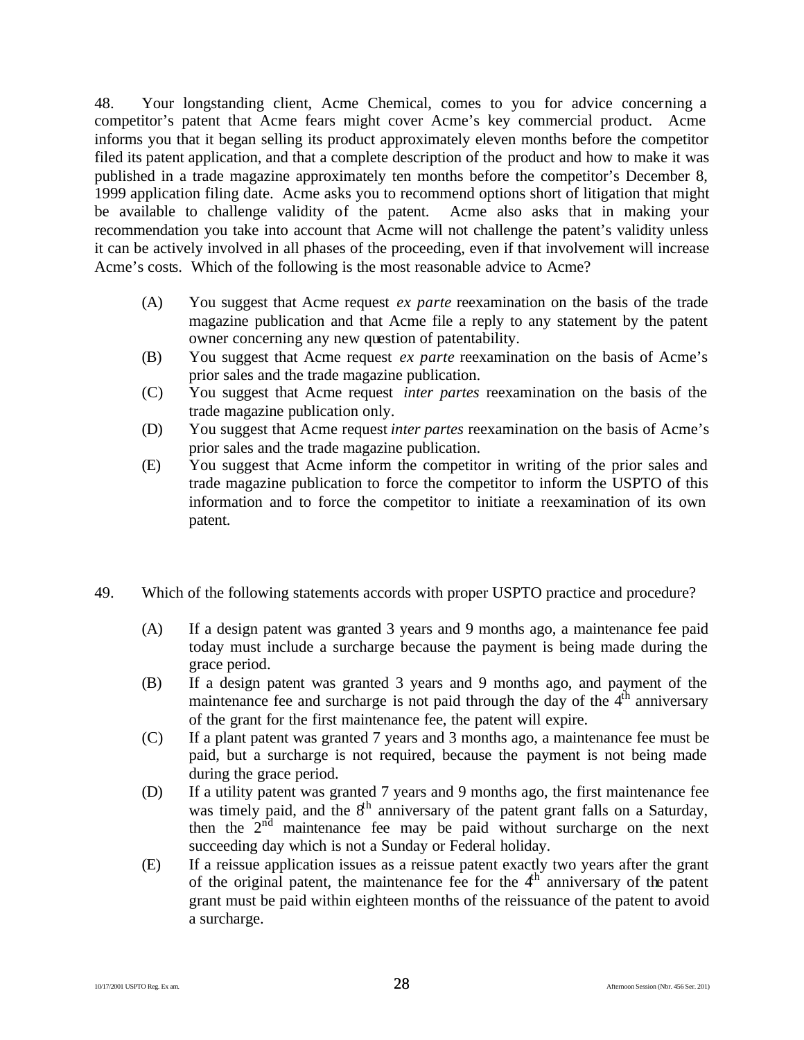48. Your longstanding client, Acme Chemical, comes to you for advice concerning a competitor's patent that Acme fears might cover Acme's key commercial product. Acme informs you that it began selling its product approximately eleven months before the competitor filed its patent application, and that a complete description of the product and how to make it was published in a trade magazine approximately ten months before the competitor's December 8, 1999 application filing date. Acme asks you to recommend options short of litigation that might be available to challenge validity of the patent. Acme also asks that in making your recommendation you take into account that Acme will not challenge the patent's validity unless it can be actively involved in all phases of the proceeding, even if that involvement will increase Acme's costs. Which of the following is the most reasonable advice to Acme?

(A) You suggest that Acme request *ex parte* reexamination on the basis of the trade magazine publication and that Acme file a reply to any statement by the patent owner concerning any new question of patentability.

(B) You suggest that Acme request *ex parte* reexamination on the basis of Acme's prior sales and the trade magazine publication.

(C) You suggest that Acme request *inter partes* reexamination on the basis of the trade magazine publication only.

(D) You suggest that Acme request *inter partes* reexamination on the basis of Acme's prior sales and the trade magazine publication.

(E) You suggest that Acme inform the competitor in writing of the prior sales and trade magazine publication to force the competitor to inform the USPTO of this information and to force the competitor to initiate a reexamination of its own patent.

49. Which of the following statements accords with proper USPTO practice and procedure?

(A) If a design patent was granted 3 years and 9 months ago, a maintenance fee paid today must include a surcharge because the payment is being made during the grace period.

(B) If a design patent was granted 3 years and 9 months ago, and payment of the maintenance fee and surcharge is not paid through the day of the 4th anniversary of the grant for the first maintenance fee, the patent will expire.

(C) If a plant patent was granted 7 years and 3 months ago, a maintenance fee must be paid, but a surcharge is not required, because the payment is not being made during the grace period.

(D) If a utility patent was granted 7 years and 9 months ago, the first maintenance fee was timely paid, and the 8th anniversary of the patent grant falls on a Saturday, then the 2nd maintenance fee may be paid without surcharge on the next succeeding day which is not a Sunday or Federal holiday.

(E) If a reissue application issues as a reissue patent exactly two years after the grant of the original patent, the maintenance fee for the 4th anniversary of the patent grant must be paid within eighteen months of the reissuance of the patent to avoid a surcharge.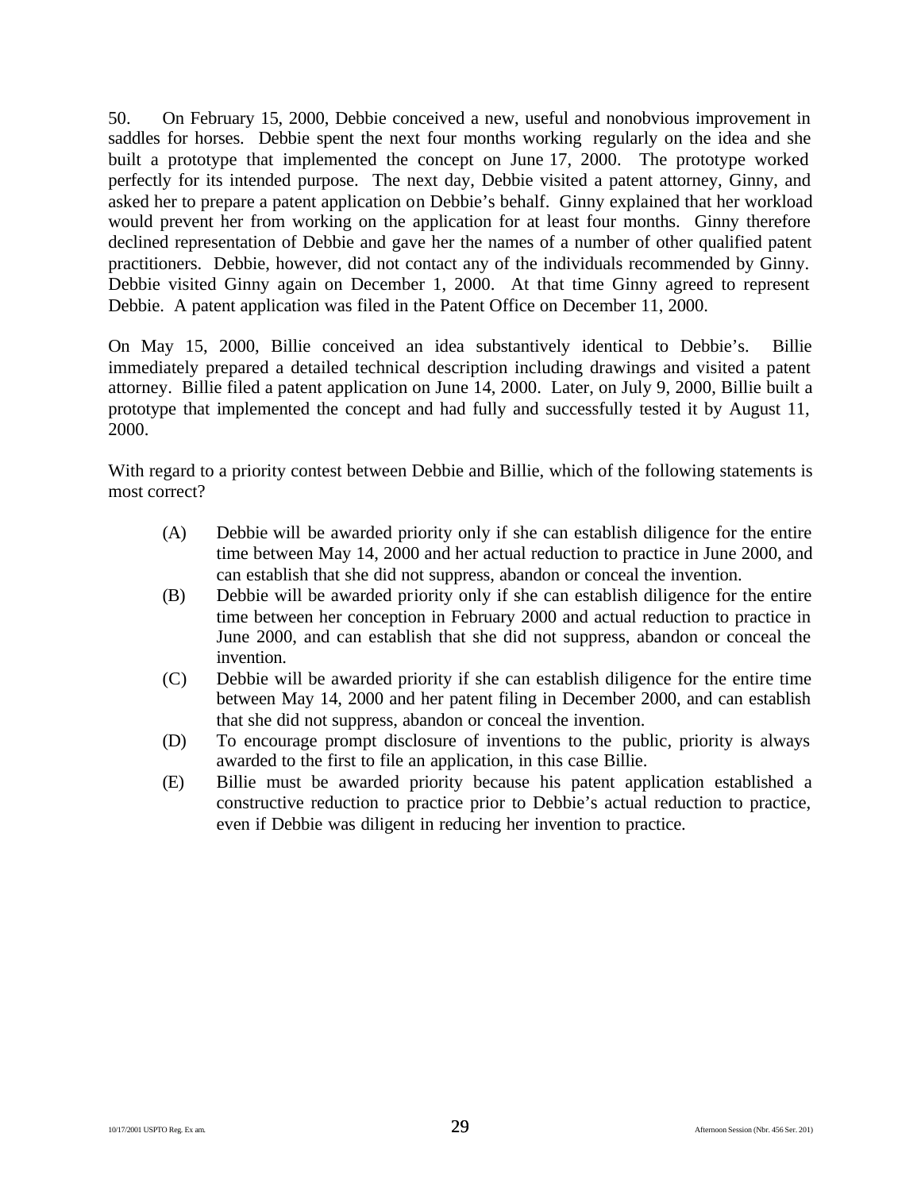50. On February 15, 2000, Debbie conceived a new, useful and nonobvious improvement in saddles for horses. Debbie spent the next four months working regularly on the idea and she built a prototype that implemented the concept on June 17, 2000. The prototype worked perfectly for its intended purpose. The next day, Debbie visited a patent attorney, Ginny, and asked her to prepare a patent application on Debbie's behalf. Ginny explained that her workload would prevent her from working on the application for at least four months. Ginny therefore declined representation of Debbie and gave her the names of a number of other qualified patent practitioners. Debbie, however, did not contact any of the individuals recommended by Ginny. Debbie visited Ginny again on December 1, 2000. At that time Ginny agreed to represent Debbie. A patent application was filed in the Patent Office on December 11, 2000.

On May 15, 2000, Billie conceived an idea substantively identical to Debbie's. Billie immediately prepared a detailed technical description including drawings and visited a patent attorney. Billie filed a patent application on June 14, 2000. Later, on July 9, 2000, Billie built a prototype that implemented the concept and had fully and successfully tested it by August 11, 2000.

With regard to a priority contest between Debbie and Billie, which of the following statements is most correct?

(A) Debbie will be awarded priority only if she can establish diligence for the entire time between May 14, 2000 and her actual reduction to practice in June 2000, and can establish that she did not suppress, abandon or conceal the invention.

(B) Debbie will be awarded priority only if she can establish diligence for the entire time between her conception in February 2000 and actual reduction to practice in June 2000, and can establish that she did not suppress, abandon or conceal the invention.

(C) Debbie will be awarded priority if she can establish diligence for the entire time between May 14, 2000 and her patent filing in December 2000, and can establish that she did not suppress, abandon or conceal the invention.

(D) To encourage prompt disclosure of inventions to the public, priority is always awarded to the first to file an application, in this case Billie.

(E) Billie must be awarded priority because his patent application established a constructive reduction to practice prior to Debbie's actual reduction to practice, even if Debbie was diligent in reducing her invention to practice.